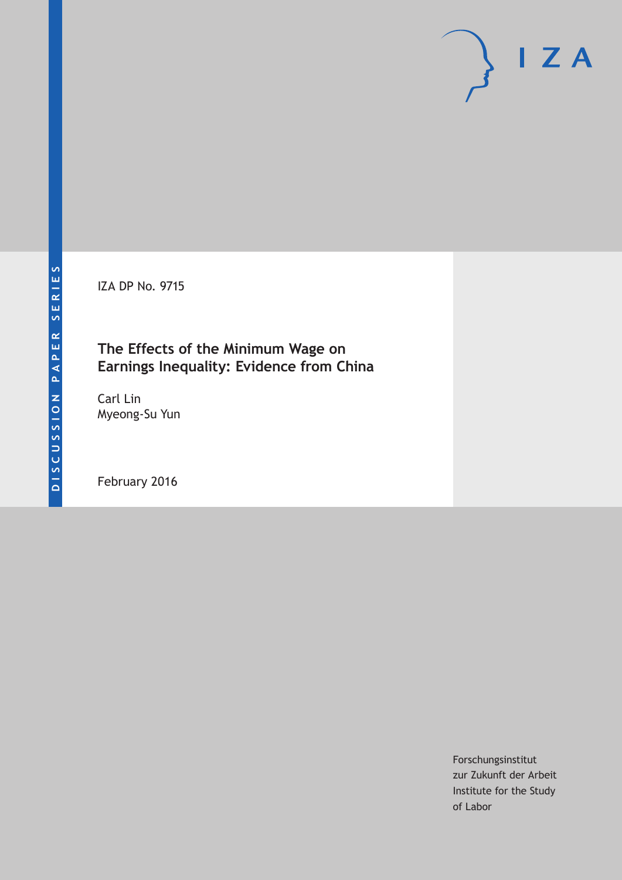DISCUSSION PAPER SERIES

IZA DP No. 9715

# The Effects of the Minimum Wage on Earnings Inequality: Evidence from China

Carl Lin
Myeong-Su Yun

February 2016

Forschungsinstitut
zur Zukunft der Arbeit
Institute for the Study
of Labor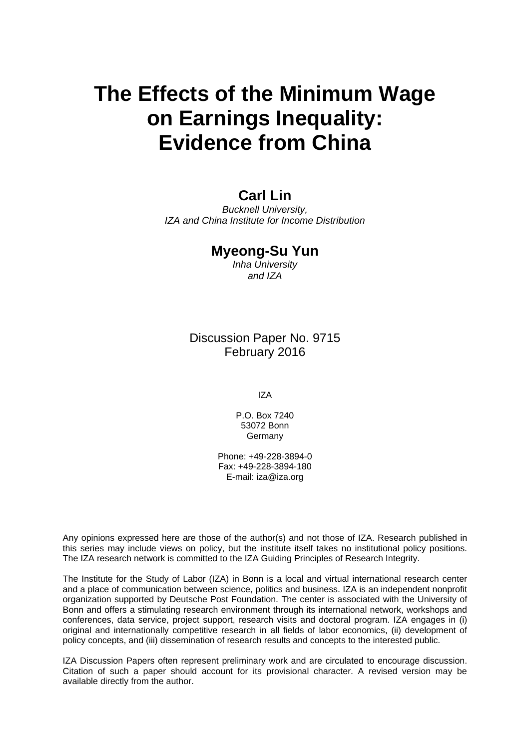# The Effects of the Minimum Wage on Earnings Inequality: Evidence from China

**Carl Lin**

*Bucknell University,*
*IZA and China Institute for Income Distribution*

**Myeong-Su Yun**

*Inha University*
*and IZA*

Discussion Paper No. 9715
February 2016

IZA

P.O. Box 7240
53072 Bonn
Germany

Phone: +49-228-3894-0
Fax: +49-228-3894-180
E-mail: iza@iza.org

Any opinions expressed here are those of the author(s) and not those of IZA. Research published in this series may include views on policy, but the institute itself takes no institutional policy positions. The IZA research network is committed to the IZA Guiding Principles of Research Integrity.

The Institute for the Study of Labor (IZA) in Bonn is a local and virtual international research center and a place of communication between science, politics and business. IZA is an independent nonprofit organization supported by Deutsche Post Foundation. The center is associated with the University of Bonn and offers a stimulating research environment through its international network, workshops and conferences, data service, project support, research visits and doctoral program. IZA engages in (i) original and internationally competitive research in all fields of labor economics, (ii) development of policy concepts, and (iii) dissemination of research results and concepts to the interested public.

IZA Discussion Papers often represent preliminary work and are circulated to encourage discussion. Citation of such a paper should account for its provisional character. A revised version may be available directly from the author.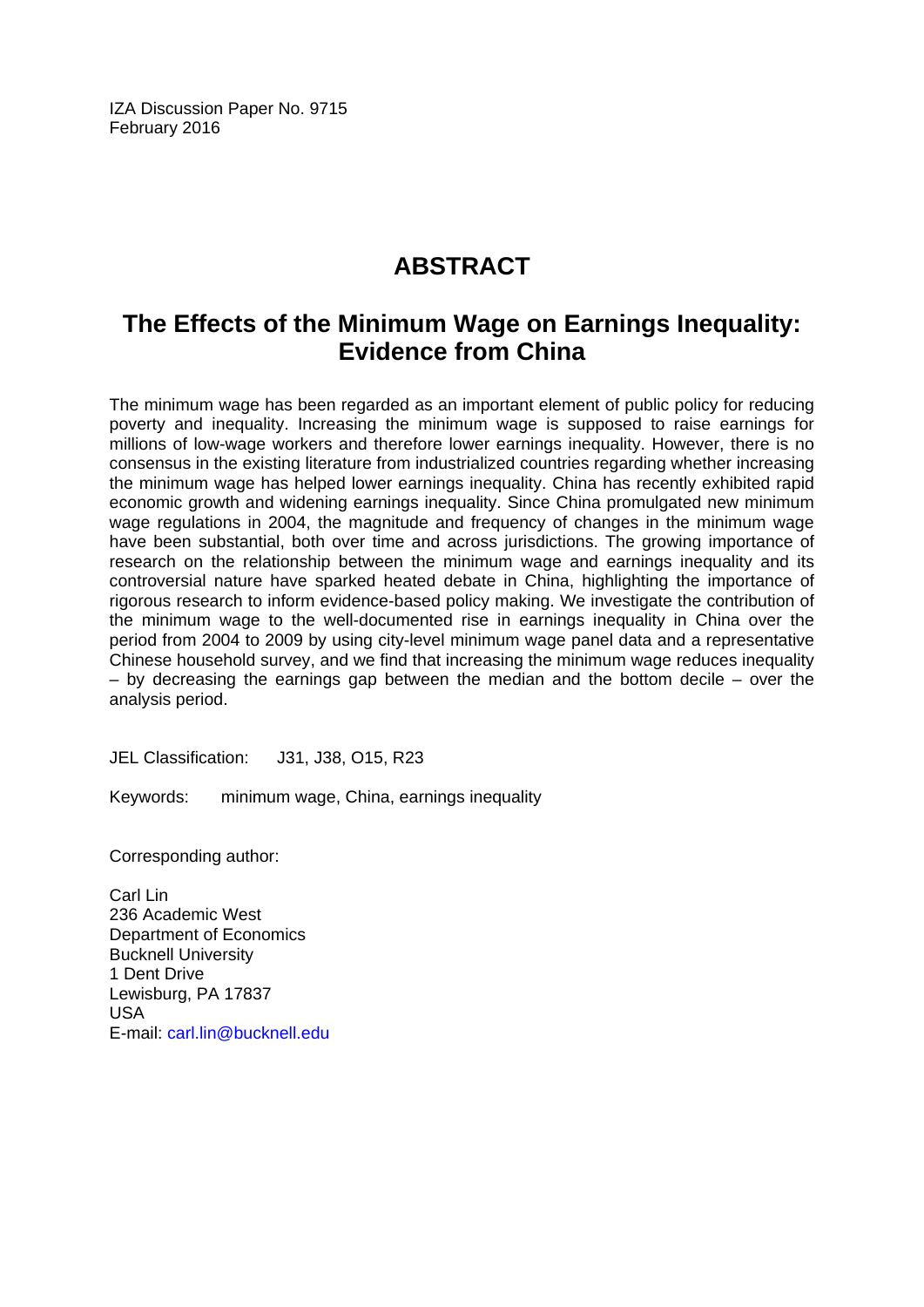IZA Discussion Paper No. 9715
February 2016

# ABSTRACT

## The Effects of the Minimum Wage on Earnings Inequality: Evidence from China

The minimum wage has been regarded as an important element of public policy for reducing poverty and inequality. Increasing the minimum wage is supposed to raise earnings for millions of low-wage workers and therefore lower earnings inequality. However, there is no consensus in the existing literature from industrialized countries regarding whether increasing the minimum wage has helped lower earnings inequality. China has recently exhibited rapid economic growth and widening earnings inequality. Since China promulgated new minimum wage regulations in 2004, the magnitude and frequency of changes in the minimum wage have been substantial, both over time and across jurisdictions. The growing importance of research on the relationship between the minimum wage and earnings inequality and its controversial nature have sparked heated debate in China, highlighting the importance of rigorous research to inform evidence-based policy making. We investigate the contribution of the minimum wage to the well-documented rise in earnings inequality in China over the period from 2004 to 2009 by using city-level minimum wage panel data and a representative Chinese household survey, and we find that increasing the minimum wage reduces inequality – by decreasing the earnings gap between the median and the bottom decile – over the analysis period.

JEL Classification: J31, J38, O15, R23

Keywords: minimum wage, China, earnings inequality

Corresponding author:

Carl Lin
236 Academic West
Department of Economics
Bucknell University
1 Dent Drive
Lewisburg, PA 17837
USA
E-mail: carl.lin@bucknell.edu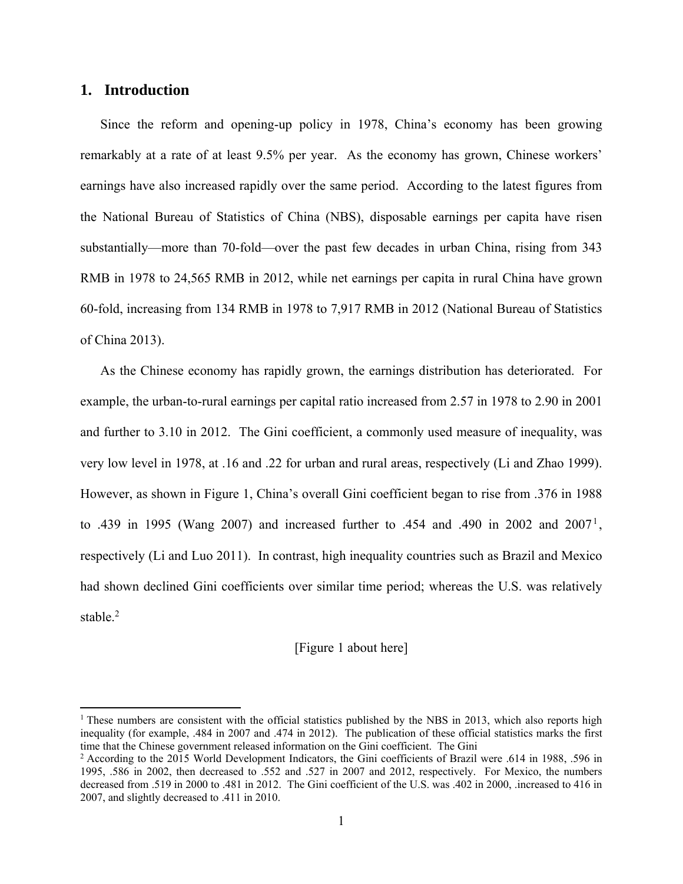## 1. Introduction

Since the reform and opening-up policy in 1978, China's economy has been growing remarkably at a rate of at least 9.5% per year. As the economy has grown, Chinese workers' earnings have also increased rapidly over the same period. According to the latest figures from the National Bureau of Statistics of China (NBS), disposable earnings per capita have risen substantially—more than 70-fold—over the past few decades in urban China, rising from 343 RMB in 1978 to 24,565 RMB in 2012, while net earnings per capita in rural China have grown 60-fold, increasing from 134 RMB in 1978 to 7,917 RMB in 2012 (National Bureau of Statistics of China 2013).

As the Chinese economy has rapidly grown, the earnings distribution has deteriorated. For example, the urban-to-rural earnings per capital ratio increased from 2.57 in 1978 to 2.90 in 2001 and further to 3.10 in 2012. The Gini coefficient, a commonly used measure of inequality, was very low level in 1978, at .16 and .22 for urban and rural areas, respectively (Li and Zhao 1999). However, as shown in Figure 1, China's overall Gini coefficient began to rise from .376 in 1988 to .439 in 1995 (Wang 2007) and increased further to .454 and .490 in 2002 and 2007[1], respectively (Li and Luo 2011). In contrast, high inequality countries such as Brazil and Mexico had shown declined Gini coefficients over similar time period; whereas the U.S. was relatively stable.[2]

[Figure 1 about here]

---

[1] These numbers are consistent with the official statistics published by the NBS in 2013, which also reports high inequality (for example, .484 in 2007 and .474 in 2012). The publication of these official statistics marks the first time that the Chinese government released information on the Gini coefficient. The Gini

[2] According to the 2015 World Development Indicators, the Gini coefficients of Brazil were .614 in 1988, .596 in 1995, .586 in 2002, then decreased to .552 and .527 in 2007 and 2012, respectively. For Mexico, the numbers decreased from .519 in 2000 to .481 in 2012. The Gini coefficient of the U.S. was .402 in 2000, .increased to 416 in 2007, and slightly decreased to .411 in 2010.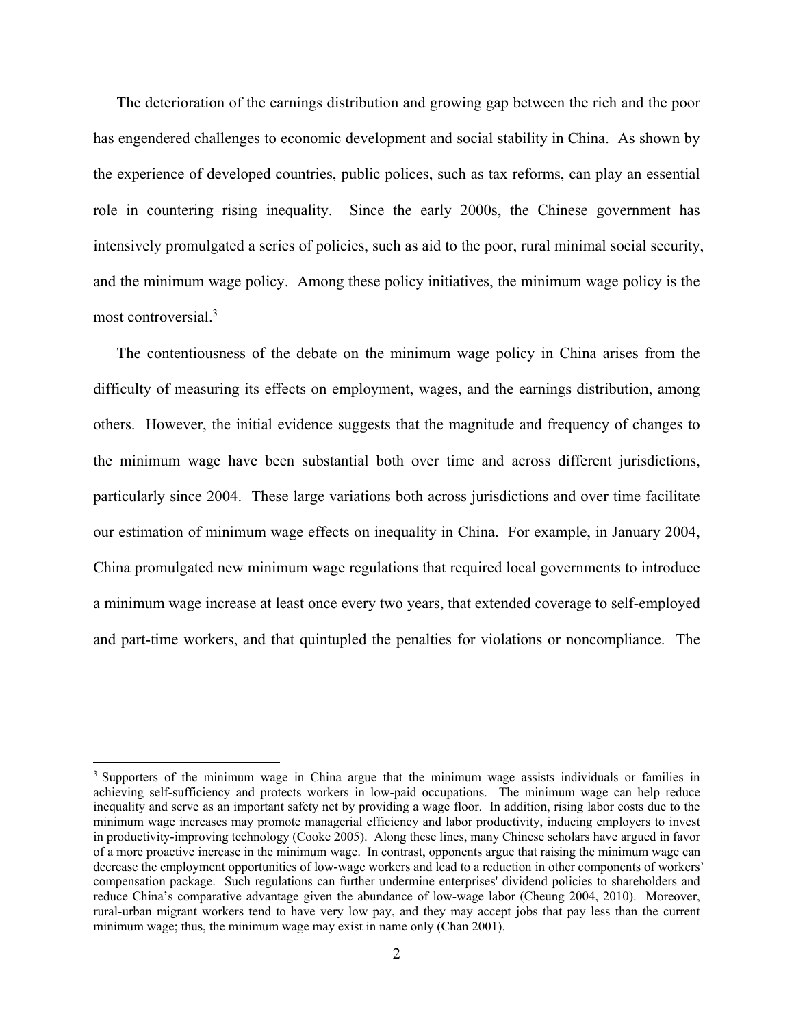The deterioration of the earnings distribution and growing gap between the rich and the poor has engendered challenges to economic development and social stability in China. As shown by the experience of developed countries, public polices, such as tax reforms, can play an essential role in countering rising inequality. Since the early 2000s, the Chinese government has intensively promulgated a series of policies, such as aid to the poor, rural minimal social security, and the minimum wage policy. Among these policy initiatives, the minimum wage policy is the most controversial.[3]

The contentiousness of the debate on the minimum wage policy in China arises from the difficulty of measuring its effects on employment, wages, and the earnings distribution, among others. However, the initial evidence suggests that the magnitude and frequency of changes to the minimum wage have been substantial both over time and across different jurisdictions, particularly since 2004. These large variations both across jurisdictions and over time facilitate our estimation of minimum wage effects on inequality in China. For example, in January 2004, China promulgated new minimum wage regulations that required local governments to introduce a minimum wage increase at least once every two years, that extended coverage to self-employed and part-time workers, and that quintupled the penalties for violations or noncompliance. The

[3] Supporters of the minimum wage in China argue that the minimum wage assists individuals or families in achieving self-sufficiency and protects workers in low-paid occupations. The minimum wage can help reduce inequality and serve as an important safety net by providing a wage floor. In addition, rising labor costs due to the minimum wage increases may promote managerial efficiency and labor productivity, inducing employers to invest in productivity-improving technology (Cooke 2005). Along these lines, many Chinese scholars have argued in favor of a more proactive increase in the minimum wage. In contrast, opponents argue that raising the minimum wage can decrease the employment opportunities of low-wage workers and lead to a reduction in other components of workers' compensation package. Such regulations can further undermine enterprises' dividend policies to shareholders and reduce China's comparative advantage given the abundance of low-wage labor (Cheung 2004, 2010). Moreover, rural-urban migrant workers tend to have very low pay, and they may accept jobs that pay less than the current minimum wage; thus, the minimum wage may exist in name only (Chan 2001).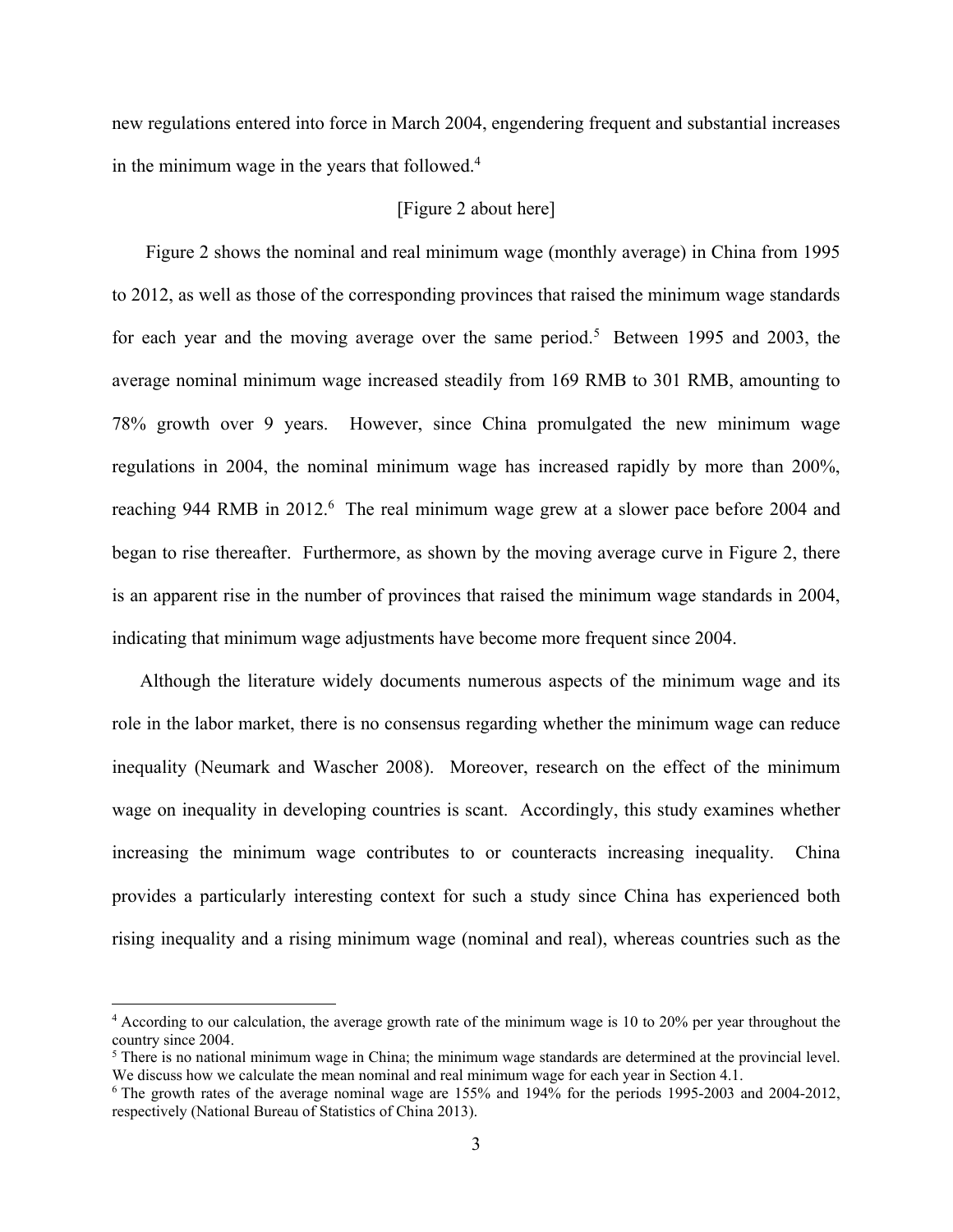new regulations entered into force in March 2004, engendering frequent and substantial increases in the minimum wage in the years that followed.[4]

[Figure 2 about here]

Figure 2 shows the nominal and real minimum wage (monthly average) in China from 1995 to 2012, as well as those of the corresponding provinces that raised the minimum wage standards for each year and the moving average over the same period.[5] Between 1995 and 2003, the average nominal minimum wage increased steadily from 169 RMB to 301 RMB, amounting to 78% growth over 9 years. However, since China promulgated the new minimum wage regulations in 2004, the nominal minimum wage has increased rapidly by more than 200%, reaching 944 RMB in 2012.[6] The real minimum wage grew at a slower pace before 2004 and began to rise thereafter. Furthermore, as shown by the moving average curve in Figure 2, there is an apparent rise in the number of provinces that raised the minimum wage standards in 2004, indicating that minimum wage adjustments have become more frequent since 2004.

Although the literature widely documents numerous aspects of the minimum wage and its role in the labor market, there is no consensus regarding whether the minimum wage can reduce inequality (Neumark and Wascher 2008). Moreover, research on the effect of the minimum wage on inequality in developing countries is scant. Accordingly, this study examines whether increasing the minimum wage contributes to or counteracts increasing inequality. China provides a particularly interesting context for such a study since China has experienced both rising inequality and a rising minimum wage (nominal and real), whereas countries such as the

---

[4] According to our calculation, the average growth rate of the minimum wage is 10 to 20% per year throughout the country since 2004.

[5] There is no national minimum wage in China; the minimum wage standards are determined at the provincial level. We discuss how we calculate the mean nominal and real minimum wage for each year in Section 4.1.

[6] The growth rates of the average nominal wage are 155% and 194% for the periods 1995-2003 and 2004-2012, respectively (National Bureau of Statistics of China 2013).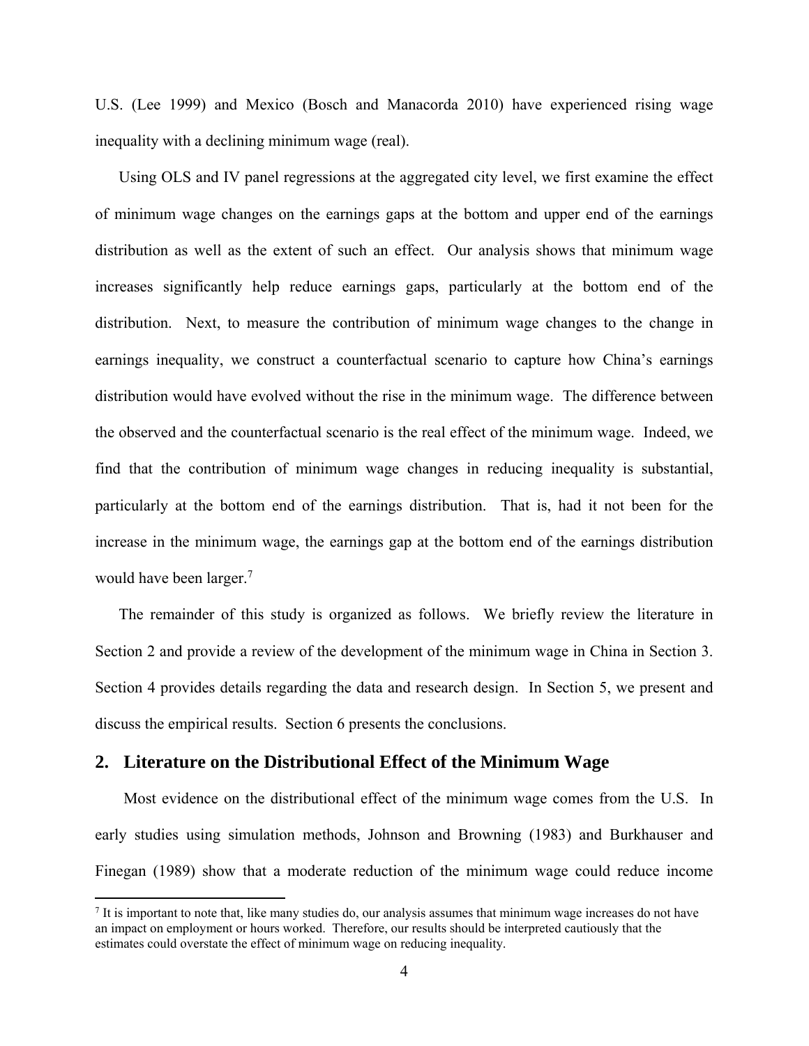U.S. (Lee 1999) and Mexico (Bosch and Manacorda 2010) have experienced rising wage inequality with a declining minimum wage (real).

Using OLS and IV panel regressions at the aggregated city level, we first examine the effect of minimum wage changes on the earnings gaps at the bottom and upper end of the earnings distribution as well as the extent of such an effect. Our analysis shows that minimum wage increases significantly help reduce earnings gaps, particularly at the bottom end of the distribution. Next, to measure the contribution of minimum wage changes to the change in earnings inequality, we construct a counterfactual scenario to capture how China's earnings distribution would have evolved without the rise in the minimum wage. The difference between the observed and the counterfactual scenario is the real effect of the minimum wage. Indeed, we find that the contribution of minimum wage changes in reducing inequality is substantial, particularly at the bottom end of the earnings distribution. That is, had it not been for the increase in the minimum wage, the earnings gap at the bottom end of the earnings distribution would have been larger.[7]

The remainder of this study is organized as follows. We briefly review the literature in Section 2 and provide a review of the development of the minimum wage in China in Section 3. Section 4 provides details regarding the data and research design. In Section 5, we present and discuss the empirical results. Section 6 presents the conclusions.

## 2. Literature on the Distributional Effect of the Minimum Wage

Most evidence on the distributional effect of the minimum wage comes from the U.S. In early studies using simulation methods, Johnson and Browning (1983) and Burkhauser and Finegan (1989) show that a moderate reduction of the minimum wage could reduce income

[7] It is important to note that, like many studies do, our analysis assumes that minimum wage increases do not have an impact on employment or hours worked. Therefore, our results should be interpreted cautiously that the estimates could overstate the effect of minimum wage on reducing inequality.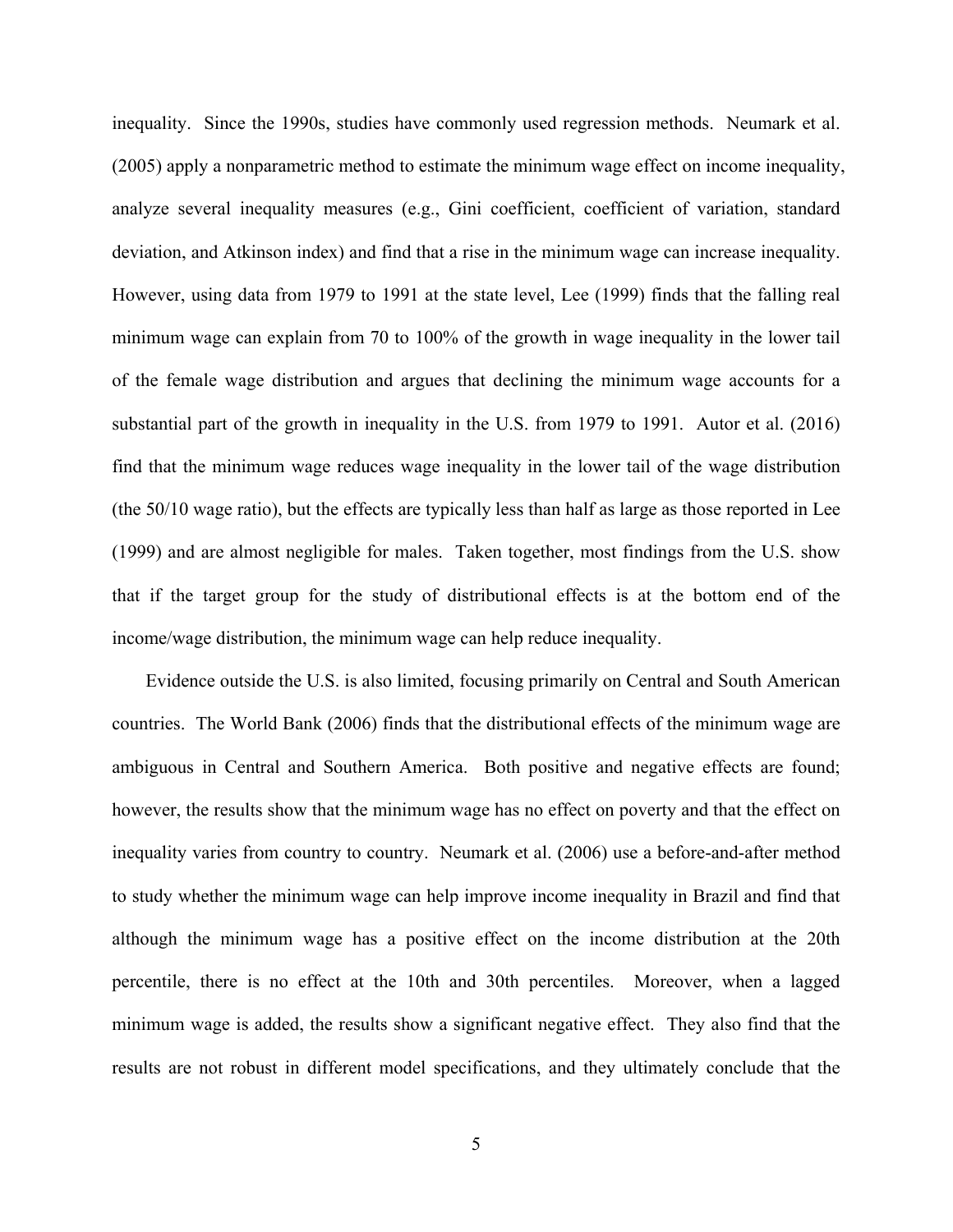inequality. Since the 1990s, studies have commonly used regression methods. Neumark et al. (2005) apply a nonparametric method to estimate the minimum wage effect on income inequality, analyze several inequality measures (e.g., Gini coefficient, coefficient of variation, standard deviation, and Atkinson index) and find that a rise in the minimum wage can increase inequality. However, using data from 1979 to 1991 at the state level, Lee (1999) finds that the falling real minimum wage can explain from 70 to 100% of the growth in wage inequality in the lower tail of the female wage distribution and argues that declining the minimum wage accounts for a substantial part of the growth in inequality in the U.S. from 1979 to 1991. Autor et al. (2016) find that the minimum wage reduces wage inequality in the lower tail of the wage distribution (the 50/10 wage ratio), but the effects are typically less than half as large as those reported in Lee (1999) and are almost negligible for males. Taken together, most findings from the U.S. show that if the target group for the study of distributional effects is at the bottom end of the income/wage distribution, the minimum wage can help reduce inequality.

Evidence outside the U.S. is also limited, focusing primarily on Central and South American countries. The World Bank (2006) finds that the distributional effects of the minimum wage are ambiguous in Central and Southern America. Both positive and negative effects are found; however, the results show that the minimum wage has no effect on poverty and that the effect on inequality varies from country to country. Neumark et al. (2006) use a before-and-after method to study whether the minimum wage can help improve income inequality in Brazil and find that although the minimum wage has a positive effect on the income distribution at the 20th percentile, there is no effect at the 10th and 30th percentiles. Moreover, when a lagged minimum wage is added, the results show a significant negative effect. They also find that the results are not robust in different model specifications, and they ultimately conclude that the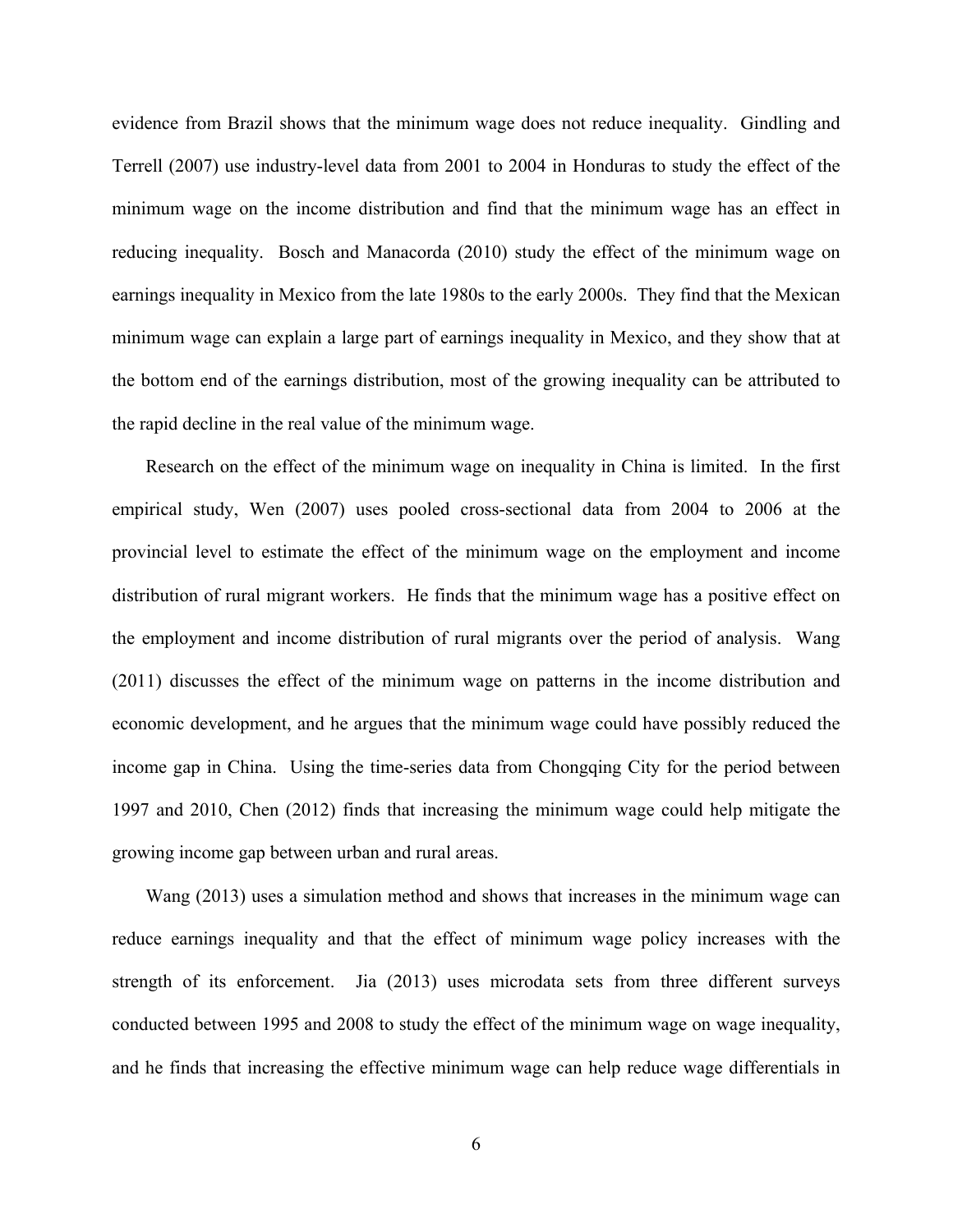evidence from Brazil shows that the minimum wage does not reduce inequality. Gindling and Terrell (2007) use industry-level data from 2001 to 2004 in Honduras to study the effect of the minimum wage on the income distribution and find that the minimum wage has an effect in reducing inequality. Bosch and Manacorda (2010) study the effect of the minimum wage on earnings inequality in Mexico from the late 1980s to the early 2000s. They find that the Mexican minimum wage can explain a large part of earnings inequality in Mexico, and they show that at the bottom end of the earnings distribution, most of the growing inequality can be attributed to the rapid decline in the real value of the minimum wage.

Research on the effect of the minimum wage on inequality in China is limited. In the first empirical study, Wen (2007) uses pooled cross-sectional data from 2004 to 2006 at the provincial level to estimate the effect of the minimum wage on the employment and income distribution of rural migrant workers. He finds that the minimum wage has a positive effect on the employment and income distribution of rural migrants over the period of analysis. Wang (2011) discusses the effect of the minimum wage on patterns in the income distribution and economic development, and he argues that the minimum wage could have possibly reduced the income gap in China. Using the time-series data from Chongqing City for the period between 1997 and 2010, Chen (2012) finds that increasing the minimum wage could help mitigate the growing income gap between urban and rural areas.

Wang (2013) uses a simulation method and shows that increases in the minimum wage can reduce earnings inequality and that the effect of minimum wage policy increases with the strength of its enforcement. Jia (2013) uses microdata sets from three different surveys conducted between 1995 and 2008 to study the effect of the minimum wage on wage inequality, and he finds that increasing the effective minimum wage can help reduce wage differentials in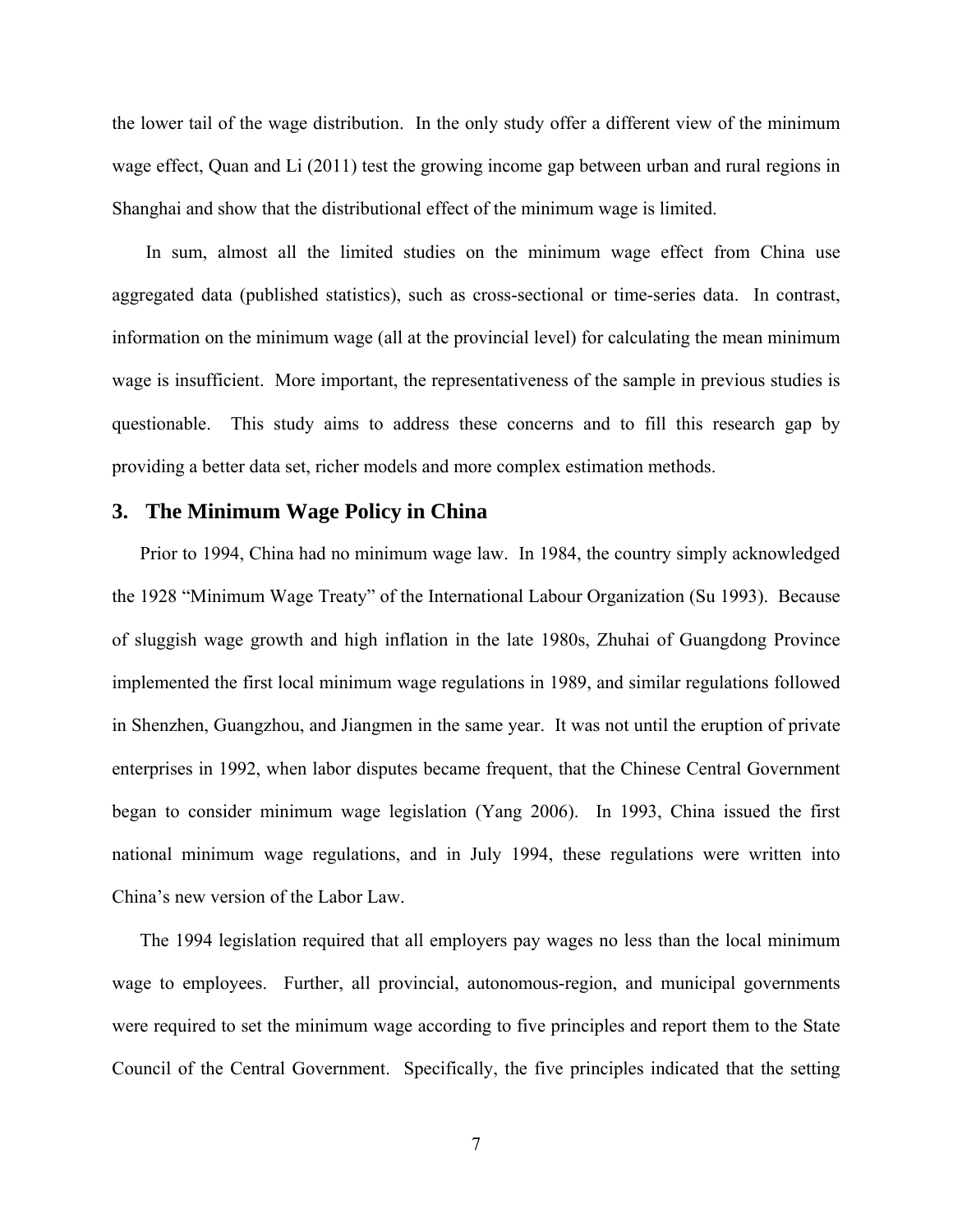the lower tail of the wage distribution. In the only study offer a different view of the minimum wage effect, Quan and Li (2011) test the growing income gap between urban and rural regions in Shanghai and show that the distributional effect of the minimum wage is limited.

In sum, almost all the limited studies on the minimum wage effect from China use aggregated data (published statistics), such as cross-sectional or time-series data. In contrast, information on the minimum wage (all at the provincial level) for calculating the mean minimum wage is insufficient. More important, the representativeness of the sample in previous studies is questionable. This study aims to address these concerns and to fill this research gap by providing a better data set, richer models and more complex estimation methods.

## 3. The Minimum Wage Policy in China

Prior to 1994, China had no minimum wage law. In 1984, the country simply acknowledged the 1928 "Minimum Wage Treaty" of the International Labour Organization (Su 1993). Because of sluggish wage growth and high inflation in the late 1980s, Zhuhai of Guangdong Province implemented the first local minimum wage regulations in 1989, and similar regulations followed in Shenzhen, Guangzhou, and Jiangmen in the same year. It was not until the eruption of private enterprises in 1992, when labor disputes became frequent, that the Chinese Central Government began to consider minimum wage legislation (Yang 2006). In 1993, China issued the first national minimum wage regulations, and in July 1994, these regulations were written into China's new version of the Labor Law.

The 1994 legislation required that all employers pay wages no less than the local minimum wage to employees. Further, all provincial, autonomous-region, and municipal governments were required to set the minimum wage according to five principles and report them to the State Council of the Central Government. Specifically, the five principles indicated that the setting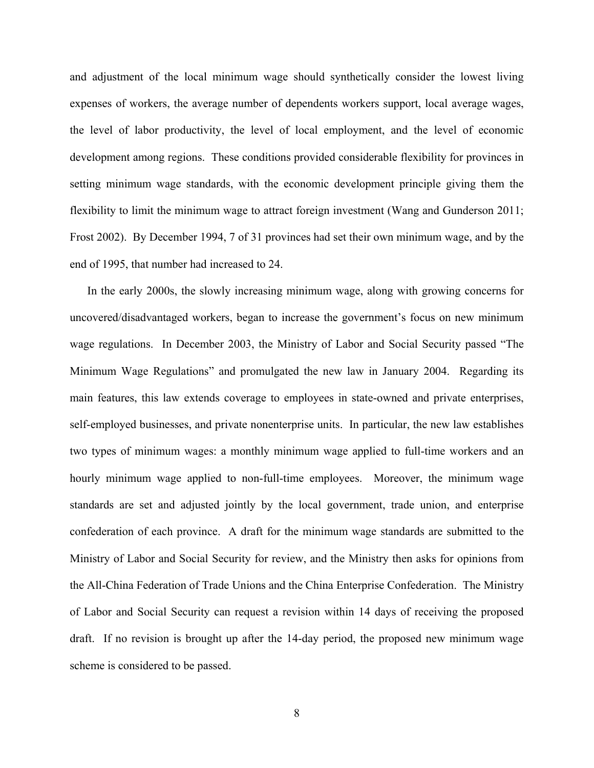and adjustment of the local minimum wage should synthetically consider the lowest living expenses of workers, the average number of dependents workers support, local average wages, the level of labor productivity, the level of local employment, and the level of economic development among regions. These conditions provided considerable flexibility for provinces in setting minimum wage standards, with the economic development principle giving them the flexibility to limit the minimum wage to attract foreign investment (Wang and Gunderson 2011; Frost 2002). By December 1994, 7 of 31 provinces had set their own minimum wage, and by the end of 1995, that number had increased to 24.

In the early 2000s, the slowly increasing minimum wage, along with growing concerns for uncovered/disadvantaged workers, began to increase the government's focus on new minimum wage regulations. In December 2003, the Ministry of Labor and Social Security passed "The Minimum Wage Regulations" and promulgated the new law in January 2004. Regarding its main features, this law extends coverage to employees in state-owned and private enterprises, self-employed businesses, and private nonenterprise units. In particular, the new law establishes two types of minimum wages: a monthly minimum wage applied to full-time workers and an hourly minimum wage applied to non-full-time employees. Moreover, the minimum wage standards are set and adjusted jointly by the local government, trade union, and enterprise confederation of each province. A draft for the minimum wage standards are submitted to the Ministry of Labor and Social Security for review, and the Ministry then asks for opinions from the All-China Federation of Trade Unions and the China Enterprise Confederation. The Ministry of Labor and Social Security can request a revision within 14 days of receiving the proposed draft. If no revision is brought up after the 14-day period, the proposed new minimum wage scheme is considered to be passed.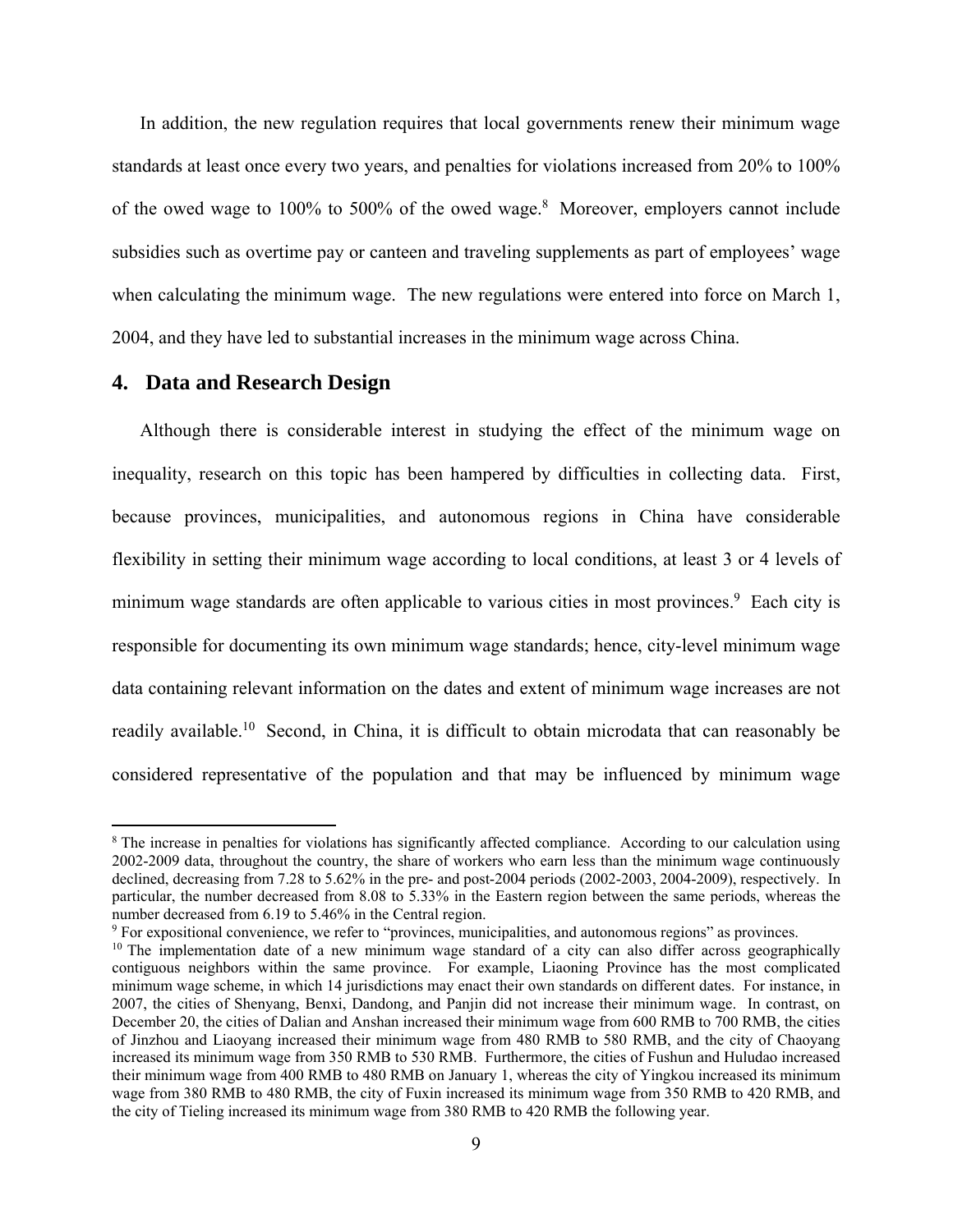In addition, the new regulation requires that local governments renew their minimum wage standards at least once every two years, and penalties for violations increased from 20% to 100% of the owed wage to 100% to 500% of the owed wage.[8] Moreover, employers cannot include subsidies such as overtime pay or canteen and traveling supplements as part of employees' wage when calculating the minimum wage. The new regulations were entered into force on March 1, 2004, and they have led to substantial increases in the minimum wage across China.

## 4. Data and Research Design

Although there is considerable interest in studying the effect of the minimum wage on inequality, research on this topic has been hampered by difficulties in collecting data. First, because provinces, municipalities, and autonomous regions in China have considerable flexibility in setting their minimum wage according to local conditions, at least 3 or 4 levels of minimum wage standards are often applicable to various cities in most provinces.[9] Each city is responsible for documenting its own minimum wage standards; hence, city-level minimum wage data containing relevant information on the dates and extent of minimum wage increases are not readily available.[10] Second, in China, it is difficult to obtain microdata that can reasonably be considered representative of the population and that may be influenced by minimum wage

---

[8] The increase in penalties for violations has significantly affected compliance. According to our calculation using 2002-2009 data, throughout the country, the share of workers who earn less than the minimum wage continuously declined, decreasing from 7.28 to 5.62% in the pre- and post-2004 periods (2002-2003, 2004-2009), respectively. In particular, the number decreased from 8.08 to 5.33% in the Eastern region between the same periods, whereas the number decreased from 6.19 to 5.46% in the Central region.

[9] For expositional convenience, we refer to "provinces, municipalities, and autonomous regions" as provinces.

[10] The implementation date of a new minimum wage standard of a city can also differ across geographically contiguous neighbors within the same province. For example, Liaoning Province has the most complicated minimum wage scheme, in which 14 jurisdictions may enact their own standards on different dates. For instance, in 2007, the cities of Shenyang, Benxi, Dandong, and Panjin did not increase their minimum wage. In contrast, on December 20, the cities of Dalian and Anshan increased their minimum wage from 600 RMB to 700 RMB, the cities of Jinzhou and Liaoyang increased their minimum wage from 480 RMB to 580 RMB, and the city of Chaoyang increased its minimum wage from 350 RMB to 530 RMB. Furthermore, the cities of Fushun and Huludao increased their minimum wage from 400 RMB to 480 RMB on January 1, whereas the city of Yingkou increased its minimum wage from 380 RMB to 480 RMB, the city of Fuxin increased its minimum wage from 350 RMB to 420 RMB, and the city of Tieling increased its minimum wage from 380 RMB to 420 RMB the following year.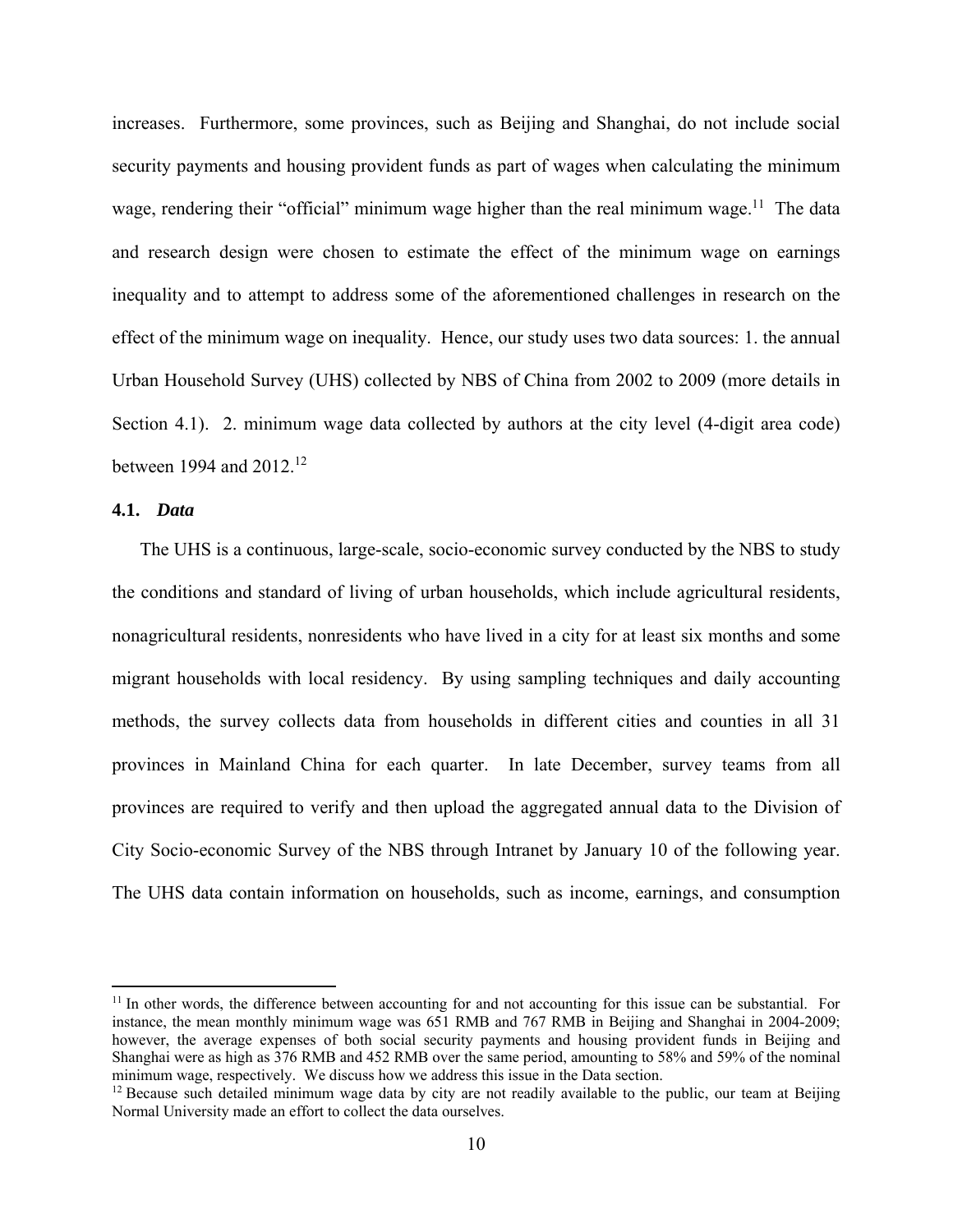increases. Furthermore, some provinces, such as Beijing and Shanghai, do not include social security payments and housing provident funds as part of wages when calculating the minimum wage, rendering their "official" minimum wage higher than the real minimum wage.[11] The data and research design were chosen to estimate the effect of the minimum wage on earnings inequality and to attempt to address some of the aforementioned challenges in research on the effect of the minimum wage on inequality. Hence, our study uses two data sources: 1. the annual Urban Household Survey (UHS) collected by NBS of China from 2002 to 2009 (more details in Section 4.1). 2. minimum wage data collected by authors at the city level (4-digit area code) between 1994 and 2012.[12]

### 4.1. *Data*

The UHS is a continuous, large-scale, socio-economic survey conducted by the NBS to study the conditions and standard of living of urban households, which include agricultural residents, nonagricultural residents, nonresidents who have lived in a city for at least six months and some migrant households with local residency. By using sampling techniques and daily accounting methods, the survey collects data from households in different cities and counties in all 31 provinces in Mainland China for each quarter. In late December, survey teams from all provinces are required to verify and then upload the aggregated annual data to the Division of City Socio-economic Survey of the NBS through Intranet by January 10 of the following year. The UHS data contain information on households, such as income, earnings, and consumption

---

[11] In other words, the difference between accounting for and not accounting for this issue can be substantial. For instance, the mean monthly minimum wage was 651 RMB and 767 RMB in Beijing and Shanghai in 2004-2009; however, the average expenses of both social security payments and housing provident funds in Beijing and Shanghai were as high as 376 RMB and 452 RMB over the same period, amounting to 58% and 59% of the nominal minimum wage, respectively. We discuss how we address this issue in the Data section.

[12] Because such detailed minimum wage data by city are not readily available to the public, our team at Beijing Normal University made an effort to collect the data ourselves.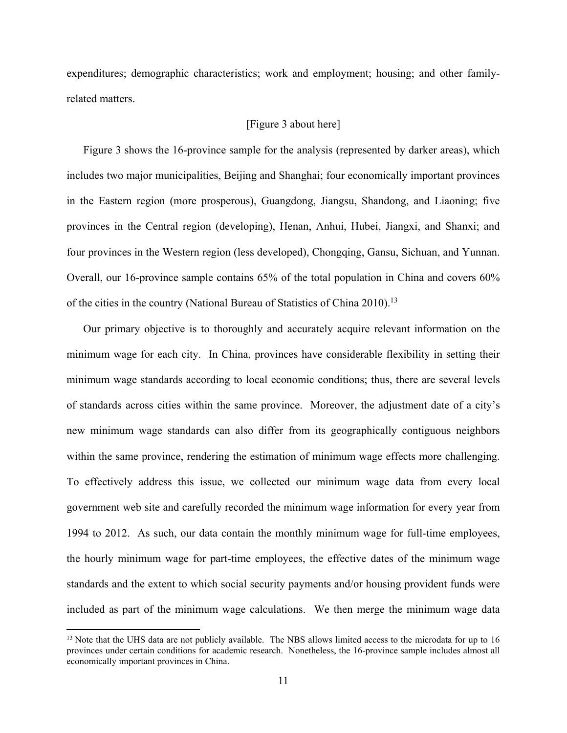expenditures; demographic characteristics; work and employment; housing; and other family-related matters.

[Figure 3 about here]

Figure 3 shows the 16-province sample for the analysis (represented by darker areas), which includes two major municipalities, Beijing and Shanghai; four economically important provinces in the Eastern region (more prosperous), Guangdong, Jiangsu, Shandong, and Liaoning; five provinces in the Central region (developing), Henan, Anhui, Hubei, Jiangxi, and Shanxi; and four provinces in the Western region (less developed), Chongqing, Gansu, Sichuan, and Yunnan. Overall, our 16-province sample contains 65% of the total population in China and covers 60% of the cities in the country (National Bureau of Statistics of China 2010).[13]

Our primary objective is to thoroughly and accurately acquire relevant information on the minimum wage for each city. In China, provinces have considerable flexibility in setting their minimum wage standards according to local economic conditions; thus, there are several levels of standards across cities within the same province. Moreover, the adjustment date of a city's new minimum wage standards can also differ from its geographically contiguous neighbors within the same province, rendering the estimation of minimum wage effects more challenging. To effectively address this issue, we collected our minimum wage data from every local government web site and carefully recorded the minimum wage information for every year from 1994 to 2012. As such, our data contain the monthly minimum wage for full-time employees, the hourly minimum wage for part-time employees, the effective dates of the minimum wage standards and the extent to which social security payments and/or housing provident funds were included as part of the minimum wage calculations. We then merge the minimum wage data

[13] Note that the UHS data are not publicly available. The NBS allows limited access to the microdata for up to 16 provinces under certain conditions for academic research. Nonetheless, the 16-province sample includes almost all economically important provinces in China.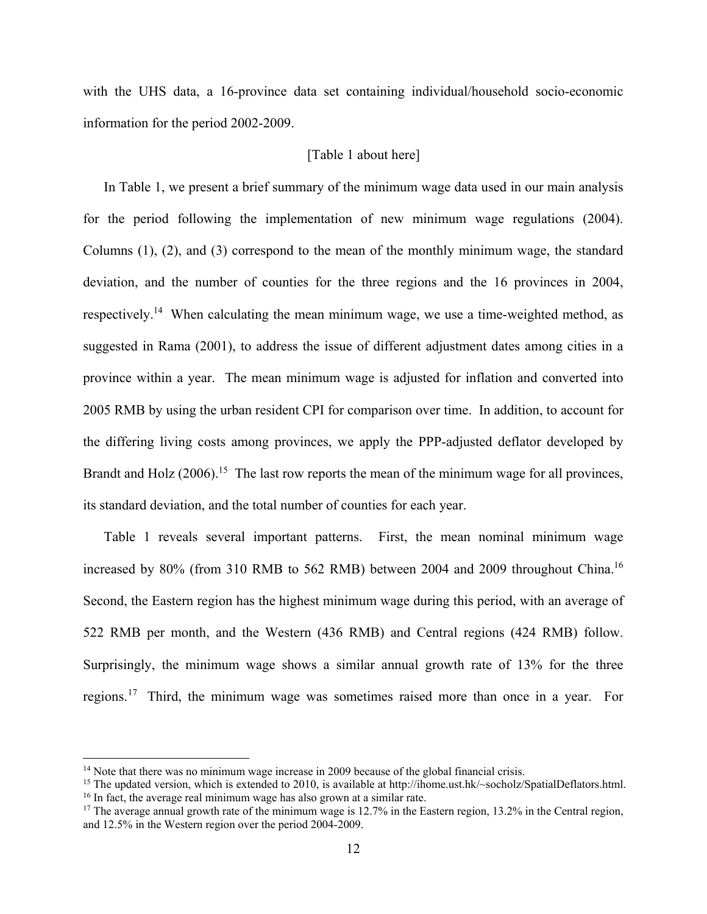with the UHS data, a 16-province data set containing individual/household socio-economic information for the period 2002-2009.

[Table 1 about here]

In Table 1, we present a brief summary of the minimum wage data used in our main analysis for the period following the implementation of new minimum wage regulations (2004). Columns (1), (2), and (3) correspond to the mean of the monthly minimum wage, the standard deviation, and the number of counties for the three regions and the 16 provinces in 2004, respectively.[14] When calculating the mean minimum wage, we use a time-weighted method, as suggested in Rama (2001), to address the issue of different adjustment dates among cities in a province within a year. The mean minimum wage is adjusted for inflation and converted into 2005 RMB by using the urban resident CPI for comparison over time. In addition, to account for the differing living costs among provinces, we apply the PPP-adjusted deflator developed by Brandt and Holz (2006).[15] The last row reports the mean of the minimum wage for all provinces, its standard deviation, and the total number of counties for each year.

Table 1 reveals several important patterns. First, the mean nominal minimum wage increased by 80% (from 310 RMB to 562 RMB) between 2004 and 2009 throughout China.[16] Second, the Eastern region has the highest minimum wage during this period, with an average of 522 RMB per month, and the Western (436 RMB) and Central regions (424 RMB) follow. Surprisingly, the minimum wage shows a similar annual growth rate of 13% for the three regions.[17] Third, the minimum wage was sometimes raised more than once in a year. For

[14] Note that there was no minimum wage increase in 2009 because of the global financial crisis.
[15] The updated version, which is extended to 2010, is available at http://ihome.ust.hk/~socholz/SpatialDeflators.html.
[16] In fact, the average real minimum wage has also grown at a similar rate.
[17] The average annual growth rate of the minimum wage is 12.7% in the Eastern region, 13.2% in the Central region, and 12.5% in the Western region over the period 2004-2009.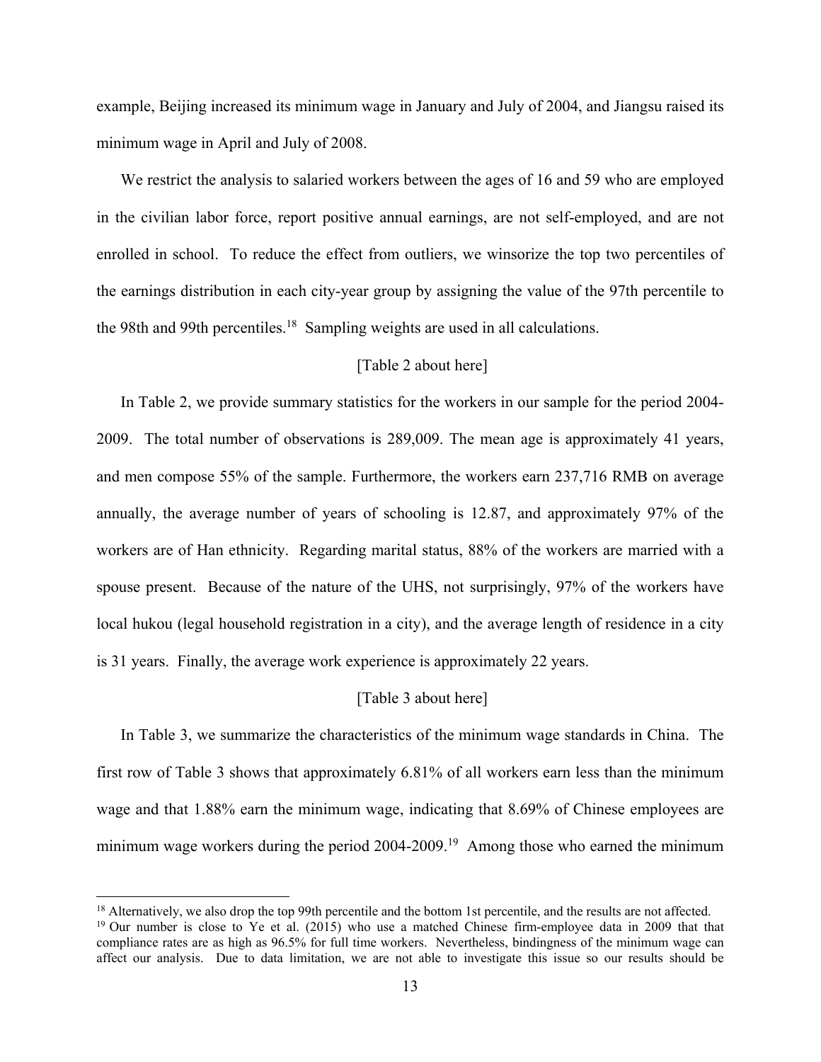example, Beijing increased its minimum wage in January and July of 2004, and Jiangsu raised its minimum wage in April and July of 2008.

We restrict the analysis to salaried workers between the ages of 16 and 59 who are employed in the civilian labor force, report positive annual earnings, are not self-employed, and are not enrolled in school. To reduce the effect from outliers, we winsorize the top two percentiles of the earnings distribution in each city-year group by assigning the value of the 97th percentile to the 98th and 99th percentiles.[18] Sampling weights are used in all calculations.

[Table 2 about here]

In Table 2, we provide summary statistics for the workers in our sample for the period 2004-2009. The total number of observations is 289,009. The mean age is approximately 41 years, and men compose 55% of the sample. Furthermore, the workers earn 237,716 RMB on average annually, the average number of years of schooling is 12.87, and approximately 97% of the workers are of Han ethnicity. Regarding marital status, 88% of the workers are married with a spouse present. Because of the nature of the UHS, not surprisingly, 97% of the workers have local hukou (legal household registration in a city), and the average length of residence in a city is 31 years. Finally, the average work experience is approximately 22 years.

[Table 3 about here]

In Table 3, we summarize the characteristics of the minimum wage standards in China. The first row of Table 3 shows that approximately 6.81% of all workers earn less than the minimum wage and that 1.88% earn the minimum wage, indicating that 8.69% of Chinese employees are minimum wage workers during the period 2004-2009.[19] Among those who earned the minimum

---

[18] Alternatively, we also drop the top 99th percentile and the bottom 1st percentile, and the results are not affected.

[19] Our number is close to Ye et al. (2015) who use a matched Chinese firm-employee data in 2009 that that compliance rates are as high as 96.5% for full time workers. Nevertheless, bindingness of the minimum wage can affect our analysis. Due to data limitation, we are not able to investigate this issue so our results should be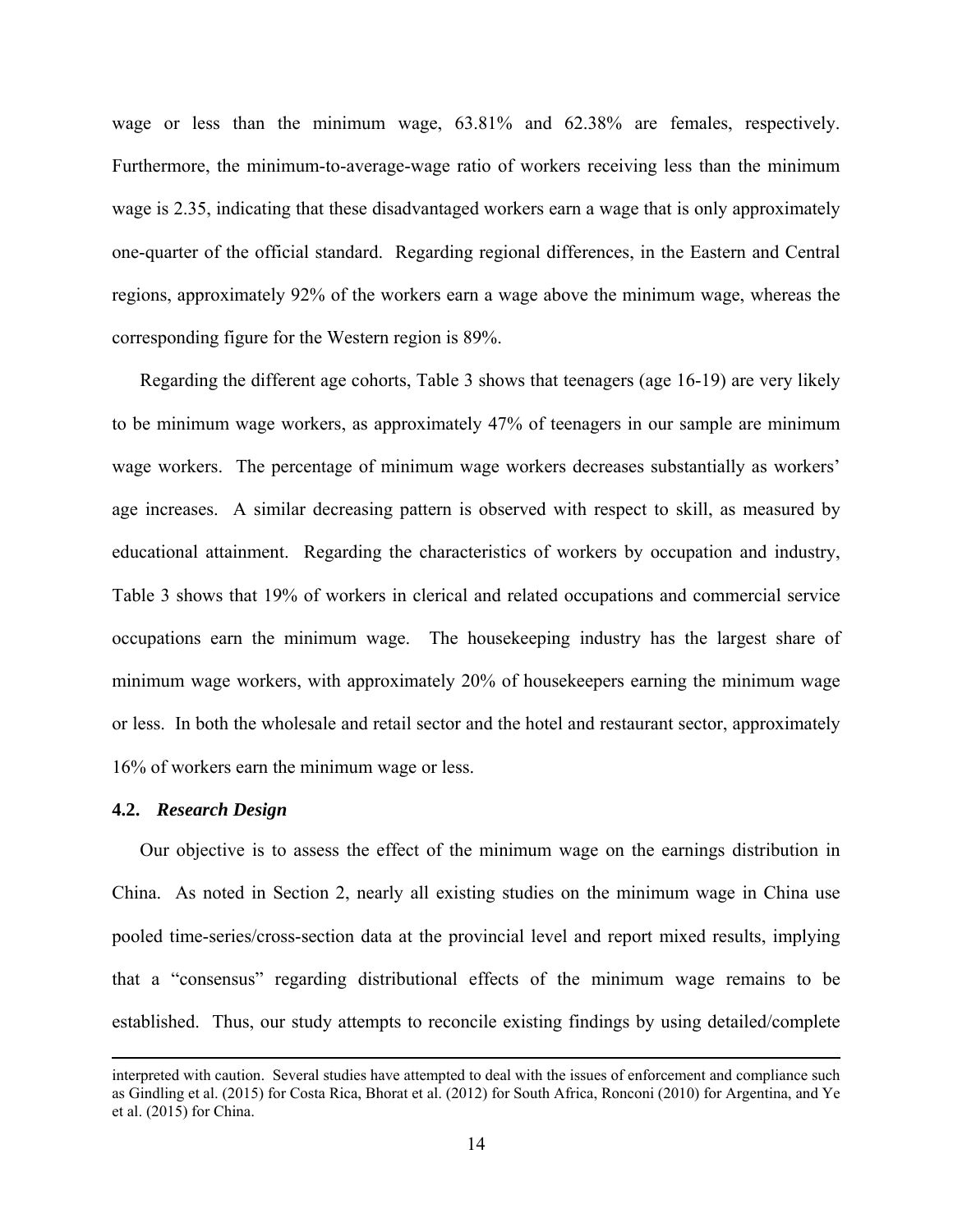wage or less than the minimum wage, 63.81% and 62.38% are females, respectively. Furthermore, the minimum-to-average-wage ratio of workers receiving less than the minimum wage is 2.35, indicating that these disadvantaged workers earn a wage that is only approximately one-quarter of the official standard. Regarding regional differences, in the Eastern and Central regions, approximately 92% of the workers earn a wage above the minimum wage, whereas the corresponding figure for the Western region is 89%.

Regarding the different age cohorts, Table 3 shows that teenagers (age 16-19) are very likely to be minimum wage workers, as approximately 47% of teenagers in our sample are minimum wage workers. The percentage of minimum wage workers decreases substantially as workers' age increases. A similar decreasing pattern is observed with respect to skill, as measured by educational attainment. Regarding the characteristics of workers by occupation and industry, Table 3 shows that 19% of workers in clerical and related occupations and commercial service occupations earn the minimum wage. The housekeeping industry has the largest share of minimum wage workers, with approximately 20% of housekeepers earning the minimum wage or less. In both the wholesale and retail sector and the hotel and restaurant sector, approximately 16% of workers earn the minimum wage or less.

### 4.2. *Research Design*

Our objective is to assess the effect of the minimum wage on the earnings distribution in China. As noted in Section 2, nearly all existing studies on the minimum wage in China use pooled time-series/cross-section data at the provincial level and report mixed results, implying that a "consensus" regarding distributional effects of the minimum wage remains to be established. Thus, our study attempts to reconcile existing findings by using detailed/complete

---

interpreted with caution. Several studies have attempted to deal with the issues of enforcement and compliance such as Gindling et al. (2015) for Costa Rica, Bhorat et al. (2012) for South Africa, Ronconi (2010) for Argentina, and Ye et al. (2015) for China.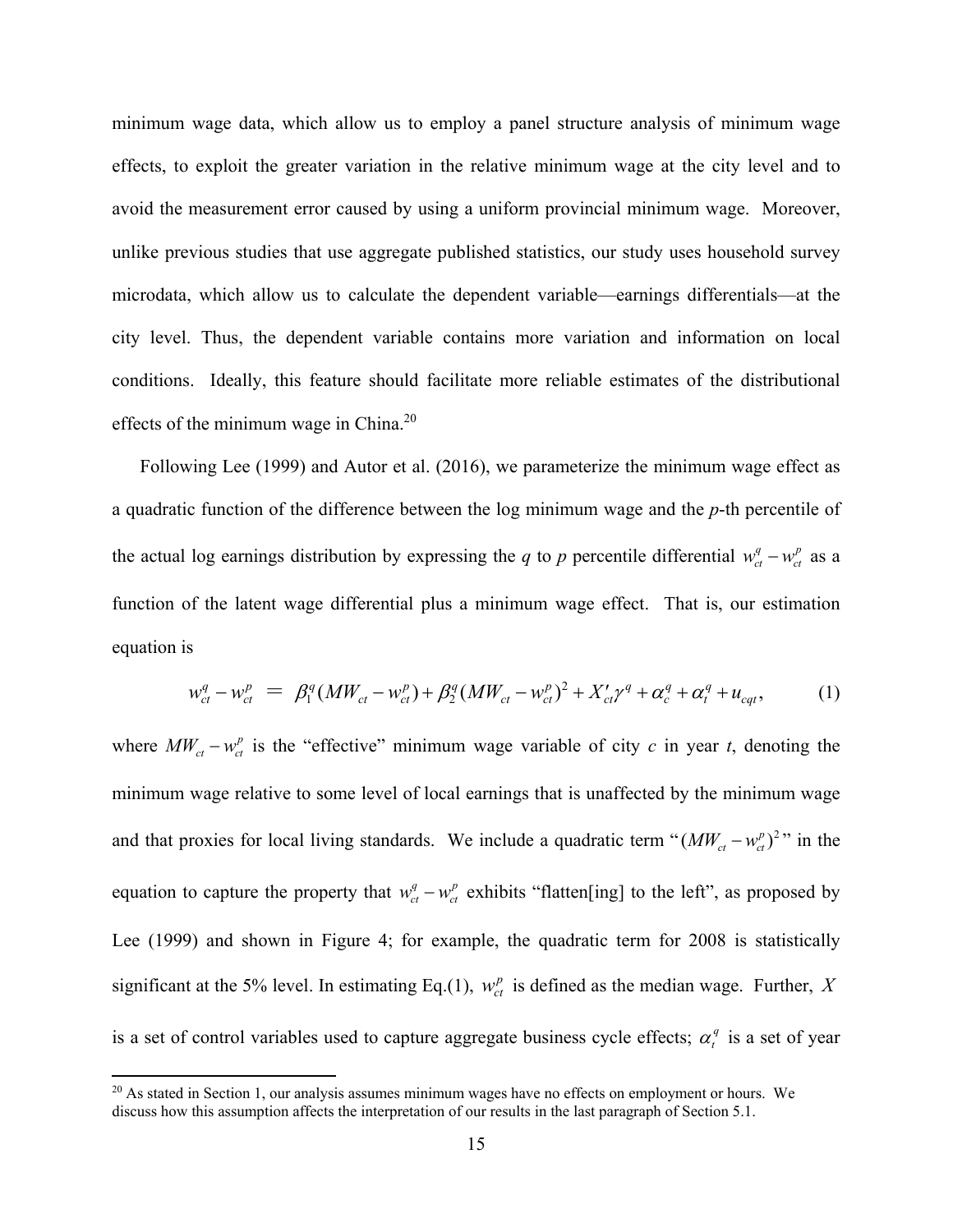minimum wage data, which allow us to employ a panel structure analysis of minimum wage effects, to exploit the greater variation in the relative minimum wage at the city level and to avoid the measurement error caused by using a uniform provincial minimum wage. Moreover, unlike previous studies that use aggregate published statistics, our study uses household survey microdata, which allow us to calculate the dependent variable—earnings differentials—at the city level. Thus, the dependent variable contains more variation and information on local conditions. Ideally, this feature should facilitate more reliable estimates of the distributional effects of the minimum wage in China.[20]

Following Lee (1999) and Autor et al. (2016), we parameterize the minimum wage effect as a quadratic function of the difference between the log minimum wage and the *p*-th percentile of the actual log earnings distribution by expressing the *q* to *p* percentile differential $w_{ct}^{q} - w_{ct}^{p}$ as a function of the latent wage differential plus a minimum wage effect. That is, our estimation equation is

$$w_{ct}^{q} - w_{ct}^{p} = \beta_1^{q}(MW_{ct} - w_{ct}^{p}) + \beta_2^{q}(MW_{ct} - w_{ct}^{p})^2 + X'_{ct}\gamma^{q} + \alpha_c^{q} + \alpha_t^{q} + u_{cqt}, \tag{1}$$

where $MW_{ct} - w_{ct}^{p}$ is the "effective" minimum wage variable of city *c* in year *t*, denoting the minimum wage relative to some level of local earnings that is unaffected by the minimum wage and that proxies for local living standards. We include a quadratic term "$(MW_{ct} - w_{ct}^{p})^2$" in the equation to capture the property that $w_{ct}^{q} - w_{ct}^{p}$ exhibits "flatten[ing] to the left", as proposed by Lee (1999) and shown in Figure 4; for example, the quadratic term for 2008 is statistically significant at the 5% level. In estimating Eq.(1), $w_{ct}^{p}$ is defined as the median wage. Further, $X$ is a set of control variables used to capture aggregate business cycle effects; $\alpha_t^{q}$ is a set of year

[20] As stated in Section 1, our analysis assumes minimum wages have no effects on employment or hours. We discuss how this assumption affects the interpretation of our results in the last paragraph of Section 5.1.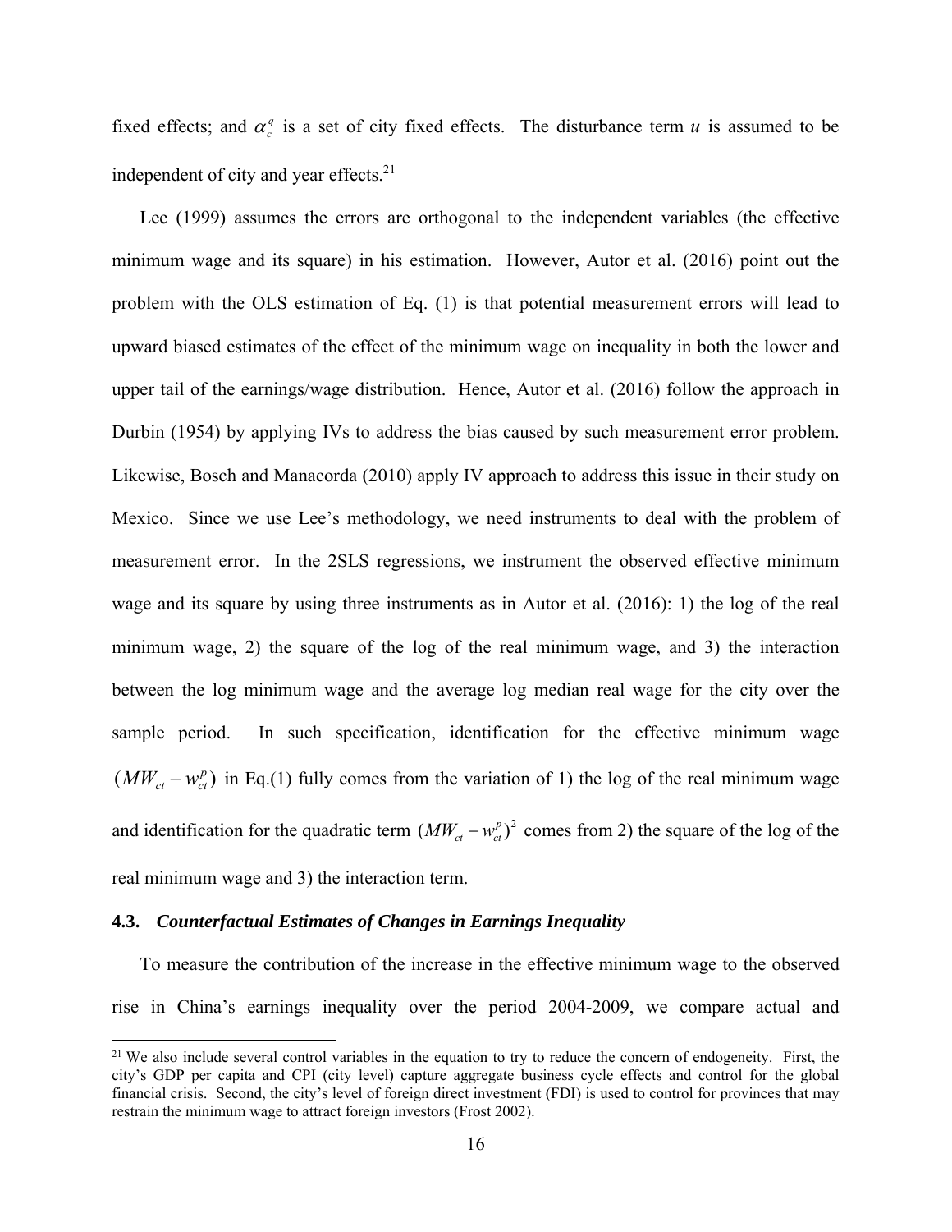fixed effects; and $\alpha_c^q$ is a set of city fixed effects. The disturbance term $u$ is assumed to be independent of city and year effects.[21]

Lee (1999) assumes the errors are orthogonal to the independent variables (the effective minimum wage and its square) in his estimation. However, Autor et al. (2016) point out the problem with the OLS estimation of Eq. (1) is that potential measurement errors will lead to upward biased estimates of the effect of the minimum wage on inequality in both the lower and upper tail of the earnings/wage distribution. Hence, Autor et al. (2016) follow the approach in Durbin (1954) by applying IVs to address the bias caused by such measurement error problem. Likewise, Bosch and Manacorda (2010) apply IV approach to address this issue in their study on Mexico. Since we use Lee's methodology, we need instruments to deal with the problem of measurement error. In the 2SLS regressions, we instrument the observed effective minimum wage and its square by using three instruments as in Autor et al. (2016): 1) the log of the real minimum wage, 2) the square of the log of the real minimum wage, and 3) the interaction between the log minimum wage and the average log median real wage for the city over the sample period. In such specification, identification for the effective minimum wage $(MW_{ct} - w_{ct}^p)$ in Eq.(1) fully comes from the variation of 1) the log of the real minimum wage and identification for the quadratic term $(MW_{ct} - w_{ct}^p)^2$ comes from 2) the square of the log of the real minimum wage and 3) the interaction term.

### 4.3. *Counterfactual Estimates of Changes in Earnings Inequality*

To measure the contribution of the increase in the effective minimum wage to the observed rise in China's earnings inequality over the period 2004-2009, we compare actual and

[21] We also include several control variables in the equation to try to reduce the concern of endogeneity. First, the city's GDP per capita and CPI (city level) capture aggregate business cycle effects and control for the global financial crisis. Second, the city's level of foreign direct investment (FDI) is used to control for provinces that may restrain the minimum wage to attract foreign investors (Frost 2002).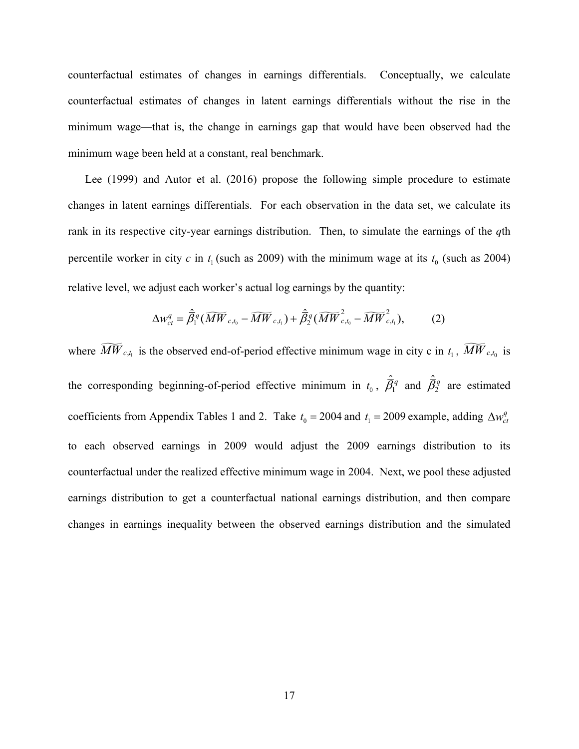counterfactual estimates of changes in earnings differentials. Conceptually, we calculate counterfactual estimates of changes in latent earnings differentials without the rise in the minimum wage—that is, the change in earnings gap that would have been observed had the minimum wage been held at a constant, real benchmark.

Lee (1999) and Autor et al. (2016) propose the following simple procedure to estimate changes in latent earnings differentials. For each observation in the data set, we calculate its rank in its respective city-year earnings distribution. Then, to simulate the earnings of the *q*th percentile worker in city *c* in $t_1$ (such as 2009) with the minimum wage at its $t_0$ (such as 2004) relative level, we adjust each worker's actual log earnings by the quantity:

$$\Delta w_{ct}^{q} = \hat{\hat{\beta}}_1^{q}(\widetilde{MW}_{c,t_0} - \widetilde{MW}_{c,t_1}) + \hat{\hat{\beta}}_2^{q}(\widetilde{MW}_{c,t_0}^{2} - \widetilde{MW}_{c,t_1}^{2}), \qquad (2)$$

where $\widetilde{MW}_{c,t_1}$ is the observed end-of-period effective minimum wage in city c in $t_1$, $\widetilde{MW}_{c,t_0}$ is the corresponding beginning-of-period effective minimum in $t_0$, $\hat{\hat{\beta}}_1^{q}$ and $\hat{\hat{\beta}}_2^{q}$ are estimated coefficients from Appendix Tables 1 and 2. Take $t_0 = 2004$ and $t_1 = 2009$ example, adding $\Delta w_{ct}^{q}$ to each observed earnings in 2009 would adjust the 2009 earnings distribution to its counterfactual under the realized effective minimum wage in 2004. Next, we pool these adjusted earnings distribution to get a counterfactual national earnings distribution, and then compare changes in earnings inequality between the observed earnings distribution and the simulated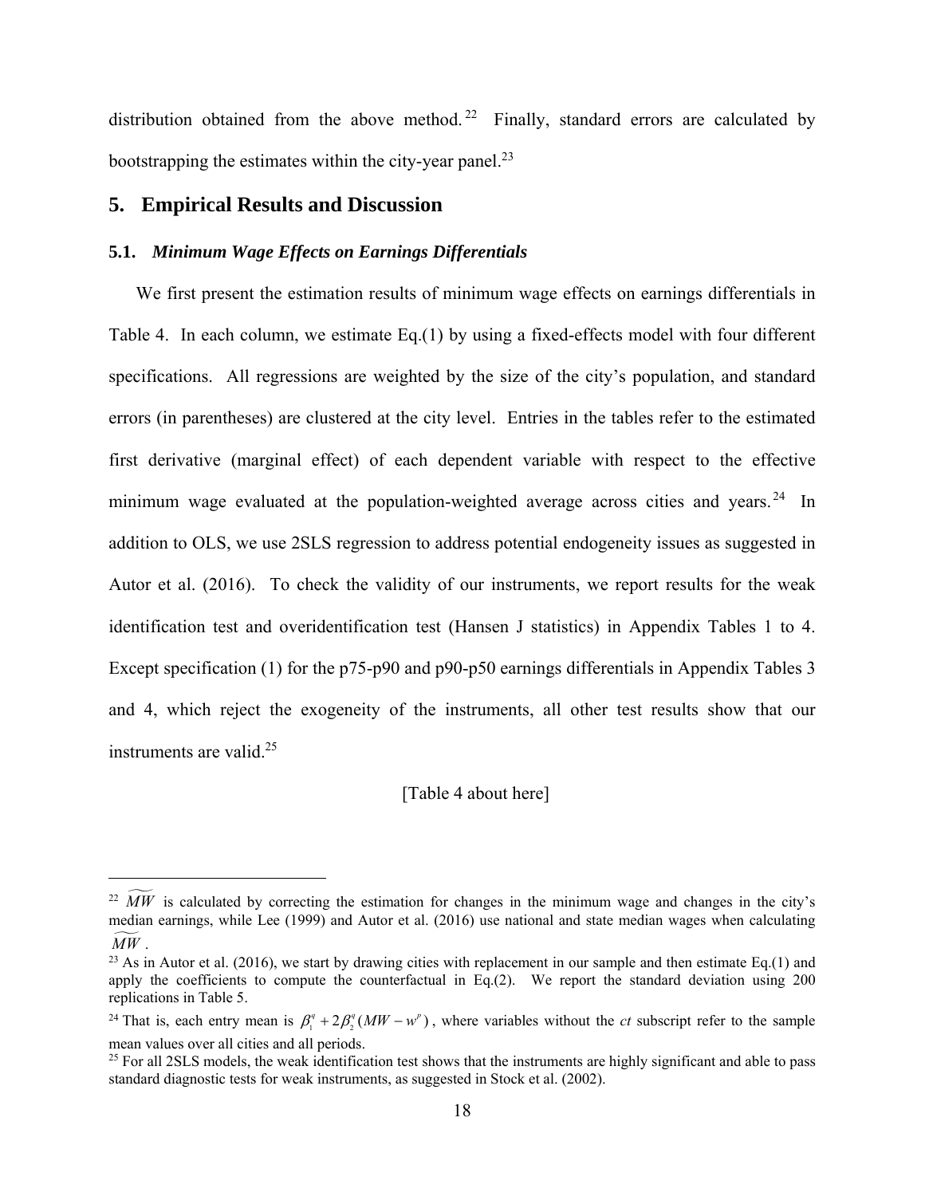distribution obtained from the above method.[22] Finally, standard errors are calculated by bootstrapping the estimates within the city-year panel.[23]

## 5. Empirical Results and Discussion

### 5.1. *Minimum Wage Effects on Earnings Differentials*

We first present the estimation results of minimum wage effects on earnings differentials in Table 4. In each column, we estimate Eq.(1) by using a fixed-effects model with four different specifications. All regressions are weighted by the size of the city's population, and standard errors (in parentheses) are clustered at the city level. Entries in the tables refer to the estimated first derivative (marginal effect) of each dependent variable with respect to the effective minimum wage evaluated at the population-weighted average across cities and years.[24] In addition to OLS, we use 2SLS regression to address potential endogeneity issues as suggested in Autor et al. (2016). To check the validity of our instruments, we report results for the weak identification test and overidentification test (Hansen J statistics) in Appendix Tables 1 to 4. Except specification (1) for the p75-p90 and p90-p50 earnings differentials in Appendix Tables 3 and 4, which reject the exogeneity of the instruments, all other test results show that our instruments are valid.[25]

[Table 4 about here]

---

[22] $\widetilde{MW}$ is calculated by correcting the estimation for changes in the minimum wage and changes in the city's median earnings, while Lee (1999) and Autor et al. (2016) use national and state median wages when calculating $\widetilde{MW}$.

[23] As in Autor et al. (2016), we start by drawing cities with replacement in our sample and then estimate Eq.(1) and apply the coefficients to compute the counterfactual in Eq.(2). We report the standard deviation using 200 replications in Table 5.

[24] That is, each entry mean is $\beta_1^q + 2\beta_2^q(MW - w^p)$, where variables without the *ct* subscript refer to the sample mean values over all cities and all periods.

[25] For all 2SLS models, the weak identification test shows that the instruments are highly significant and able to pass standard diagnostic tests for weak instruments, as suggested in Stock et al. (2002).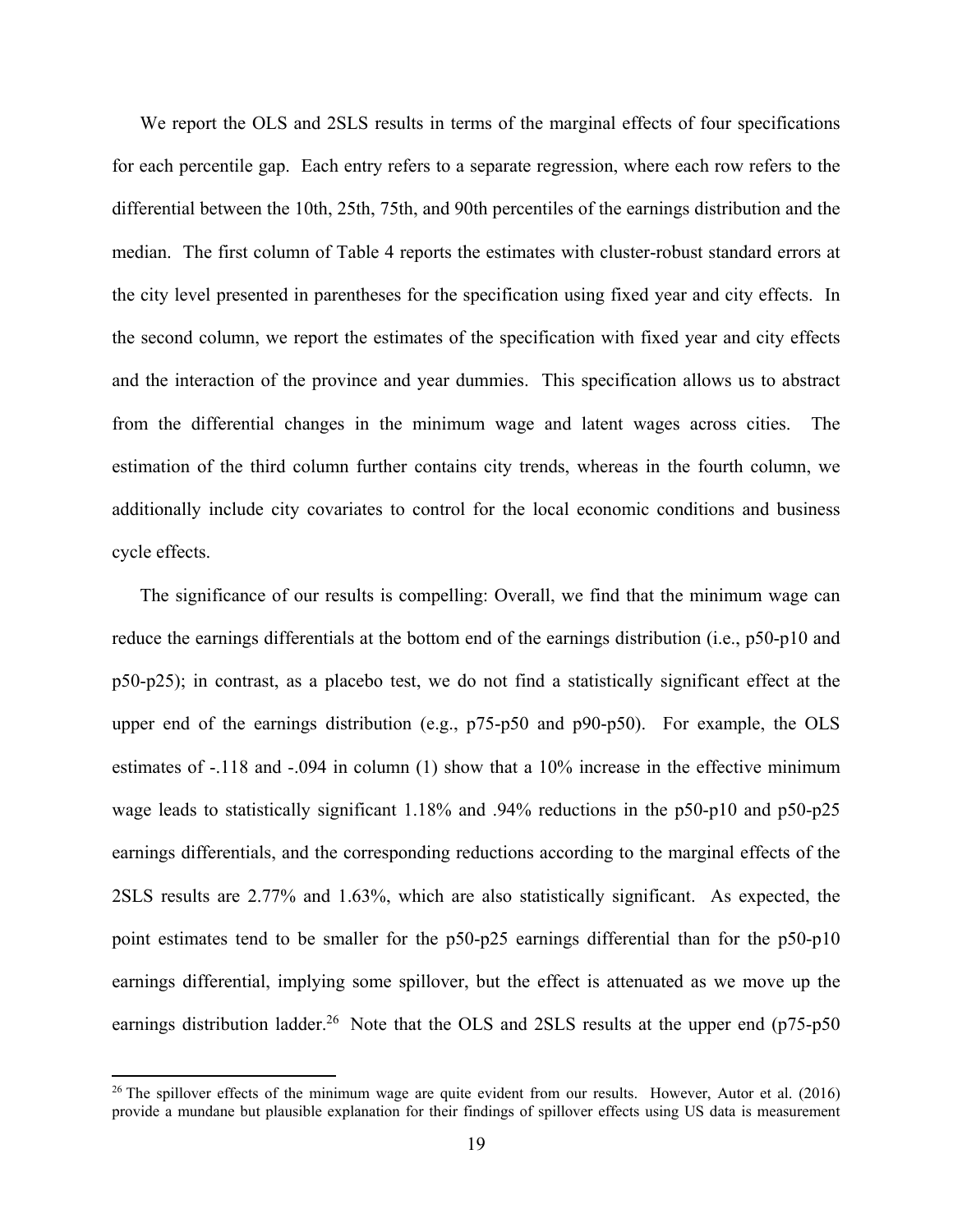We report the OLS and 2SLS results in terms of the marginal effects of four specifications for each percentile gap. Each entry refers to a separate regression, where each row refers to the differential between the 10th, 25th, 75th, and 90th percentiles of the earnings distribution and the median. The first column of Table 4 reports the estimates with cluster-robust standard errors at the city level presented in parentheses for the specification using fixed year and city effects. In the second column, we report the estimates of the specification with fixed year and city effects and the interaction of the province and year dummies. This specification allows us to abstract from the differential changes in the minimum wage and latent wages across cities. The estimation of the third column further contains city trends, whereas in the fourth column, we additionally include city covariates to control for the local economic conditions and business cycle effects.

The significance of our results is compelling: Overall, we find that the minimum wage can reduce the earnings differentials at the bottom end of the earnings distribution (i.e., p50-p10 and p50-p25); in contrast, as a placebo test, we do not find a statistically significant effect at the upper end of the earnings distribution (e.g., p75-p50 and p90-p50). For example, the OLS estimates of -.118 and -.094 in column (1) show that a 10% increase in the effective minimum wage leads to statistically significant 1.18% and .94% reductions in the p50-p10 and p50-p25 earnings differentials, and the corresponding reductions according to the marginal effects of the 2SLS results are 2.77% and 1.63%, which are also statistically significant. As expected, the point estimates tend to be smaller for the p50-p25 earnings differential than for the p50-p10 earnings differential, implying some spillover, but the effect is attenuated as we move up the earnings distribution ladder.[26] Note that the OLS and 2SLS results at the upper end (p75-p50

[26] The spillover effects of the minimum wage are quite evident from our results. However, Autor et al. (2016) provide a mundane but plausible explanation for their findings of spillover effects using US data is measurement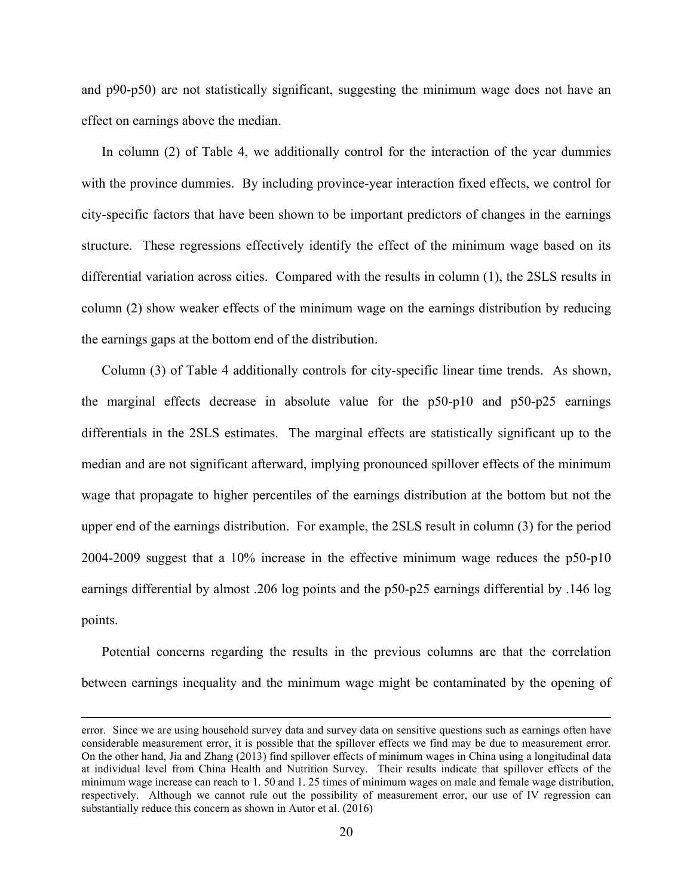and p90-p50) are not statistically significant, suggesting the minimum wage does not have an effect on earnings above the median.

In column (2) of Table 4, we additionally control for the interaction of the year dummies with the province dummies. By including province-year interaction fixed effects, we control for city-specific factors that have been shown to be important predictors of changes in the earnings structure. These regressions effectively identify the effect of the minimum wage based on its differential variation across cities. Compared with the results in column (1), the 2SLS results in column (2) show weaker effects of the minimum wage on the earnings distribution by reducing the earnings gaps at the bottom end of the distribution.

Column (3) of Table 4 additionally controls for city-specific linear time trends. As shown, the marginal effects decrease in absolute value for the p50-p10 and p50-p25 earnings differentials in the 2SLS estimates. The marginal effects are statistically significant up to the median and are not significant afterward, implying pronounced spillover effects of the minimum wage that propagate to higher percentiles of the earnings distribution at the bottom but not the upper end of the earnings distribution. For example, the 2SLS result in column (3) for the period 2004-2009 suggest that a 10% increase in the effective minimum wage reduces the p50-p10 earnings differential by almost .206 log points and the p50-p25 earnings differential by .146 log points.

Potential concerns regarding the results in the previous columns are that the correlation between earnings inequality and the minimum wage might be contaminated by the opening of

---

error. Since we are using household survey data and survey data on sensitive questions such as earnings often have considerable measurement error, it is possible that the spillover effects we find may be due to measurement error. On the other hand, Jia and Zhang (2013) find spillover effects of minimum wages in China using a longitudinal data at individual level from China Health and Nutrition Survey. Their results indicate that spillover effects of the minimum wage increase can reach to 1. 50 and 1. 25 times of minimum wages on male and female wage distribution, respectively. Although we cannot rule out the possibility of measurement error, our use of IV regression can substantially reduce this concern as shown in Autor et al. (2016)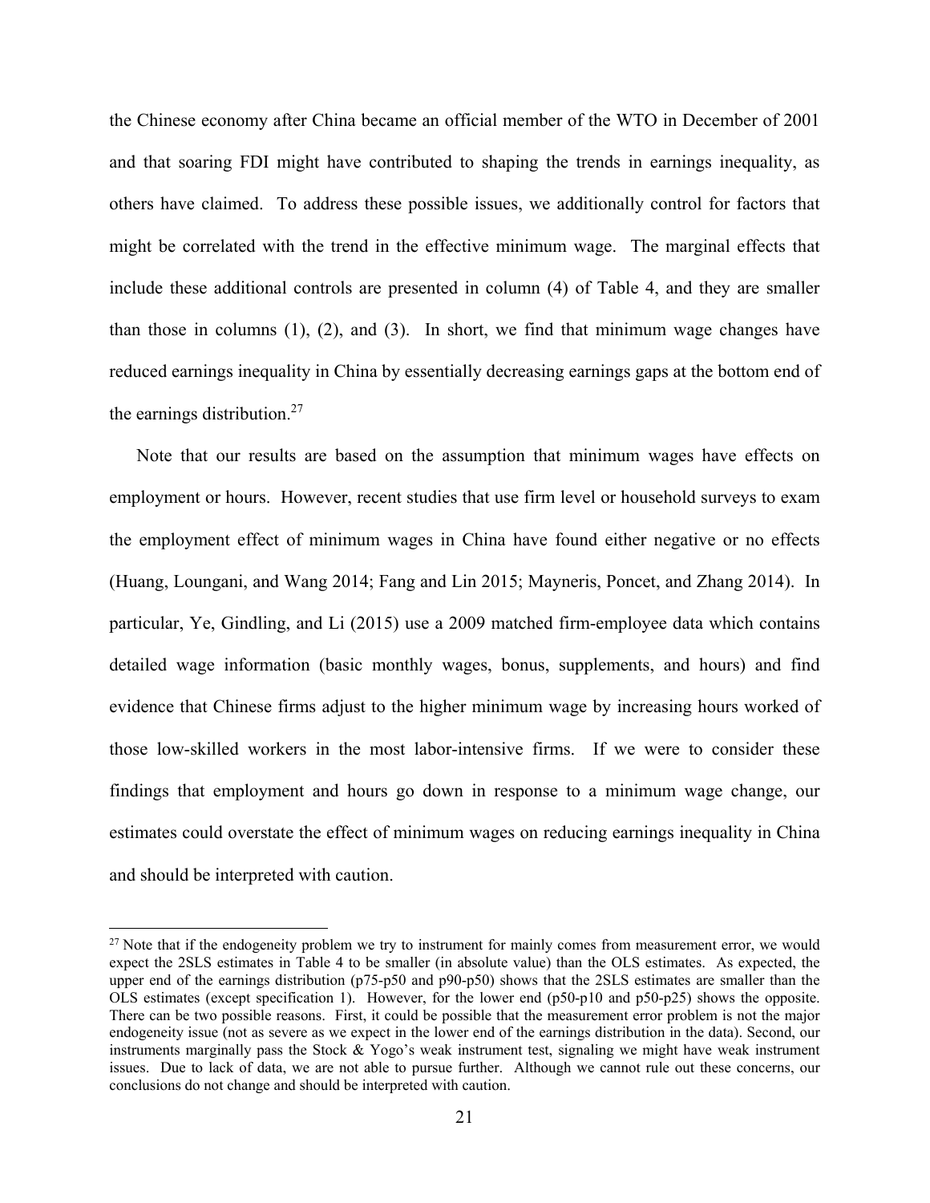the Chinese economy after China became an official member of the WTO in December of 2001 and that soaring FDI might have contributed to shaping the trends in earnings inequality, as others have claimed. To address these possible issues, we additionally control for factors that might be correlated with the trend in the effective minimum wage. The marginal effects that include these additional controls are presented in column (4) of Table 4, and they are smaller than those in columns (1), (2), and (3). In short, we find that minimum wage changes have reduced earnings inequality in China by essentially decreasing earnings gaps at the bottom end of the earnings distribution.[27]

Note that our results are based on the assumption that minimum wages have effects on employment or hours. However, recent studies that use firm level or household surveys to exam the employment effect of minimum wages in China have found either negative or no effects (Huang, Loungani, and Wang 2014; Fang and Lin 2015; Mayneris, Poncet, and Zhang 2014). In particular, Ye, Gindling, and Li (2015) use a 2009 matched firm-employee data which contains detailed wage information (basic monthly wages, bonus, supplements, and hours) and find evidence that Chinese firms adjust to the higher minimum wage by increasing hours worked of those low-skilled workers in the most labor-intensive firms. If we were to consider these findings that employment and hours go down in response to a minimum wage change, our estimates could overstate the effect of minimum wages on reducing earnings inequality in China and should be interpreted with caution.

[27] Note that if the endogeneity problem we try to instrument for mainly comes from measurement error, we would expect the 2SLS estimates in Table 4 to be smaller (in absolute value) than the OLS estimates. As expected, the upper end of the earnings distribution (p75-p50 and p90-p50) shows that the 2SLS estimates are smaller than the OLS estimates (except specification 1). However, for the lower end (p50-p10 and p50-p25) shows the opposite. There can be two possible reasons. First, it could be possible that the measurement error problem is not the major endogeneity issue (not as severe as we expect in the lower end of the earnings distribution in the data). Second, our instruments marginally pass the Stock & Yogo's weak instrument test, signaling we might have weak instrument issues. Due to lack of data, we are not able to pursue further. Although we cannot rule out these concerns, our conclusions do not change and should be interpreted with caution.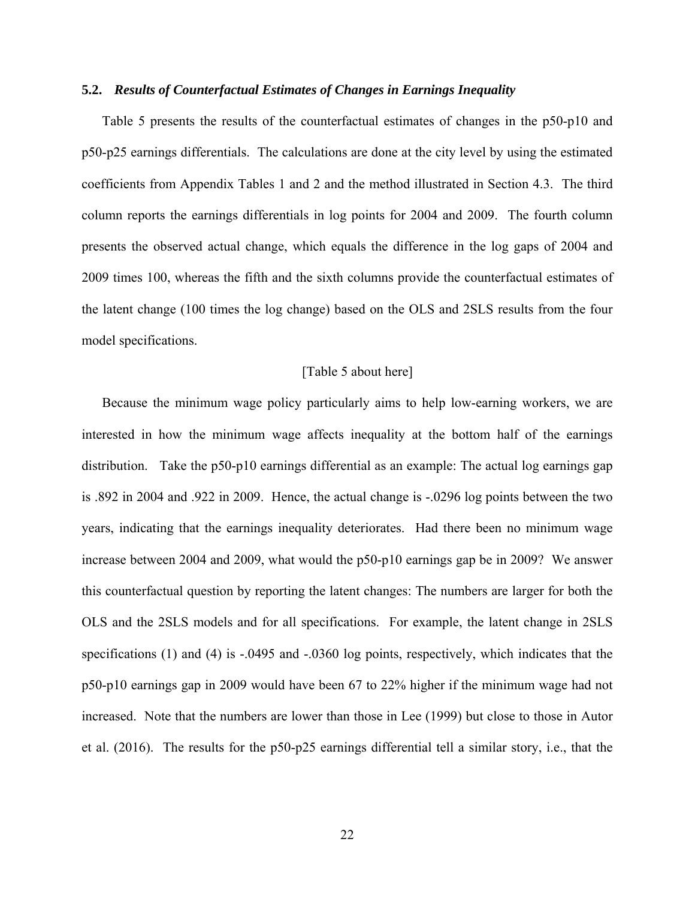### 5.2. *Results of Counterfactual Estimates of Changes in Earnings Inequality*

Table 5 presents the results of the counterfactual estimates of changes in the p50-p10 and p50-p25 earnings differentials. The calculations are done at the city level by using the estimated coefficients from Appendix Tables 1 and 2 and the method illustrated in Section 4.3. The third column reports the earnings differentials in log points for 2004 and 2009. The fourth column presents the observed actual change, which equals the difference in the log gaps of 2004 and 2009 times 100, whereas the fifth and the sixth columns provide the counterfactual estimates of the latent change (100 times the log change) based on the OLS and 2SLS results from the four model specifications.

[Table 5 about here]

Because the minimum wage policy particularly aims to help low-earning workers, we are interested in how the minimum wage affects inequality at the bottom half of the earnings distribution. Take the p50-p10 earnings differential as an example: The actual log earnings gap is .892 in 2004 and .922 in 2009. Hence, the actual change is -.0296 log points between the two years, indicating that the earnings inequality deteriorates. Had there been no minimum wage increase between 2004 and 2009, what would the p50-p10 earnings gap be in 2009? We answer this counterfactual question by reporting the latent changes: The numbers are larger for both the OLS and the 2SLS models and for all specifications. For example, the latent change in 2SLS specifications (1) and (4) is -.0495 and -.0360 log points, respectively, which indicates that the p50-p10 earnings gap in 2009 would have been 67 to 22% higher if the minimum wage had not increased. Note that the numbers are lower than those in Lee (1999) but close to those in Autor et al. (2016). The results for the p50-p25 earnings differential tell a similar story, i.e., that the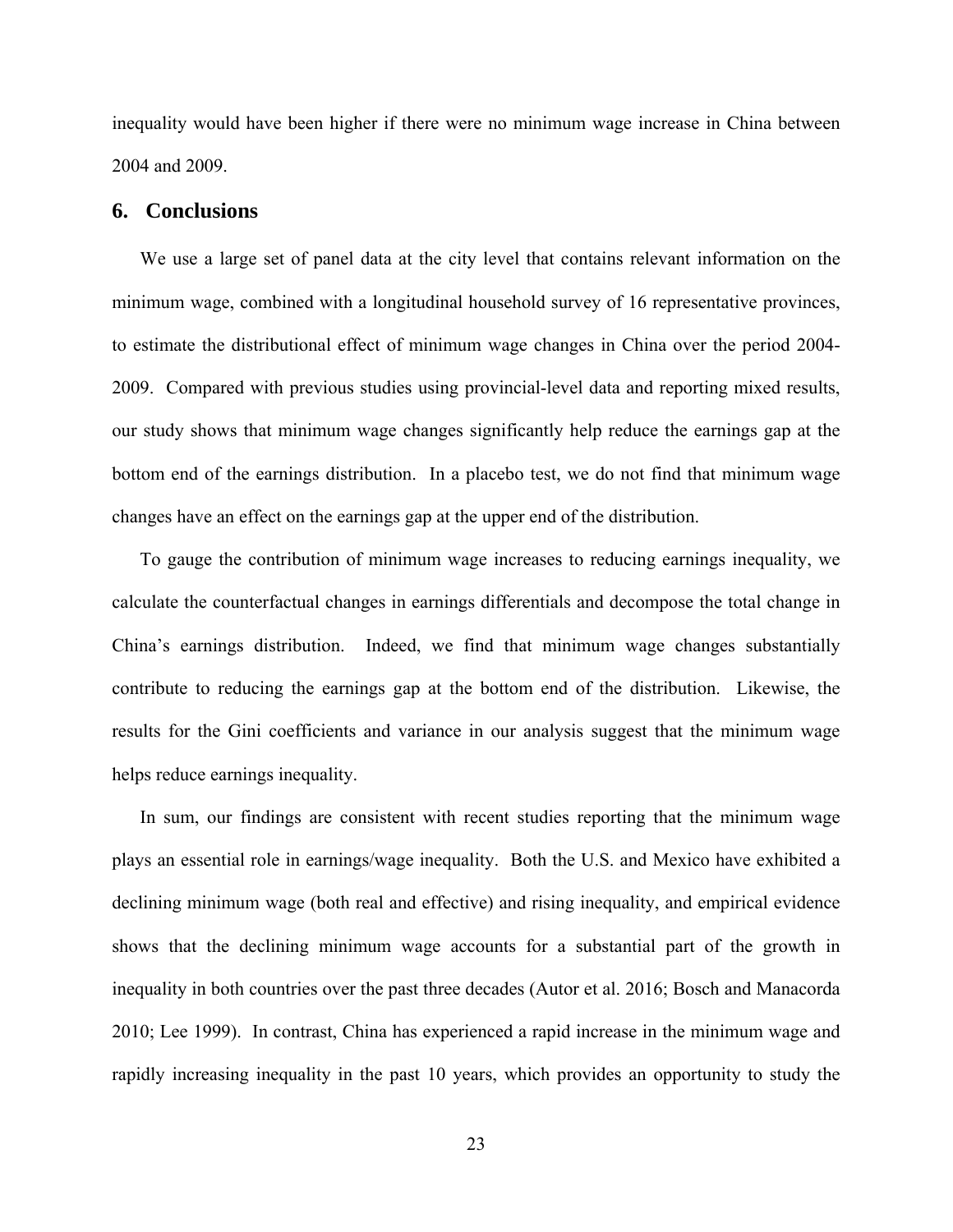inequality would have been higher if there were no minimum wage increase in China between 2004 and 2009.

## 6. Conclusions

We use a large set of panel data at the city level that contains relevant information on the minimum wage, combined with a longitudinal household survey of 16 representative provinces, to estimate the distributional effect of minimum wage changes in China over the period 2004-2009. Compared with previous studies using provincial-level data and reporting mixed results, our study shows that minimum wage changes significantly help reduce the earnings gap at the bottom end of the earnings distribution. In a placebo test, we do not find that minimum wage changes have an effect on the earnings gap at the upper end of the distribution.

To gauge the contribution of minimum wage increases to reducing earnings inequality, we calculate the counterfactual changes in earnings differentials and decompose the total change in China's earnings distribution. Indeed, we find that minimum wage changes substantially contribute to reducing the earnings gap at the bottom end of the distribution. Likewise, the results for the Gini coefficients and variance in our analysis suggest that the minimum wage helps reduce earnings inequality.

In sum, our findings are consistent with recent studies reporting that the minimum wage plays an essential role in earnings/wage inequality. Both the U.S. and Mexico have exhibited a declining minimum wage (both real and effective) and rising inequality, and empirical evidence shows that the declining minimum wage accounts for a substantial part of the growth in inequality in both countries over the past three decades (Autor et al. 2016; Bosch and Manacorda 2010; Lee 1999). In contrast, China has experienced a rapid increase in the minimum wage and rapidly increasing inequality in the past 10 years, which provides an opportunity to study the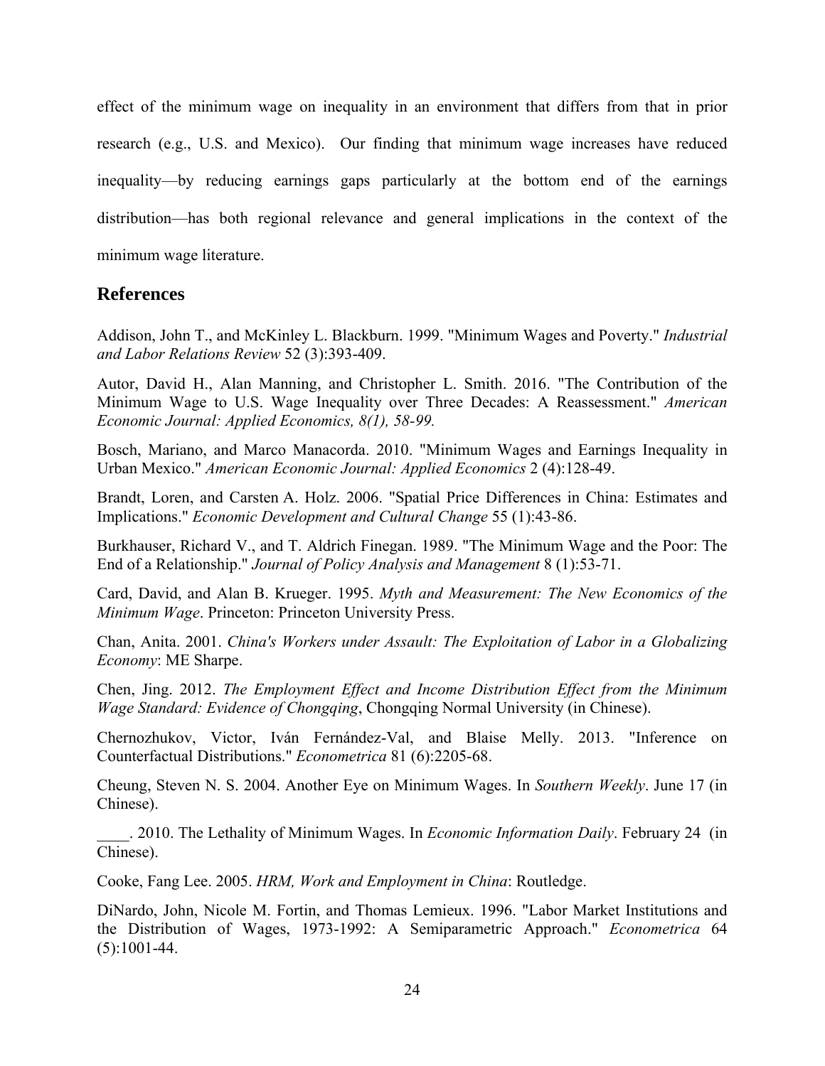effect of the minimum wage on inequality in an environment that differs from that in prior research (e.g., U.S. and Mexico). Our finding that minimum wage increases have reduced inequality—by reducing earnings gaps particularly at the bottom end of the earnings distribution—has both regional relevance and general implications in the context of the minimum wage literature.

## References

Addison, John T., and McKinley L. Blackburn. 1999. "Minimum Wages and Poverty." *Industrial and Labor Relations Review* 52 (3):393-409.

Autor, David H., Alan Manning, and Christopher L. Smith. 2016. "The Contribution of the Minimum Wage to U.S. Wage Inequality over Three Decades: A Reassessment." *American Economic Journal: Applied Economics, 8(1), 58-99.*

Bosch, Mariano, and Marco Manacorda. 2010. "Minimum Wages and Earnings Inequality in Urban Mexico." *American Economic Journal: Applied Economics* 2 (4):128-49.

Brandt, Loren, and Carsten A. Holz. 2006. "Spatial Price Differences in China: Estimates and Implications." *Economic Development and Cultural Change* 55 (1):43-86.

Burkhauser, Richard V., and T. Aldrich Finegan. 1989. "The Minimum Wage and the Poor: The End of a Relationship." *Journal of Policy Analysis and Management* 8 (1):53-71.

Card, David, and Alan B. Krueger. 1995. *Myth and Measurement: The New Economics of the Minimum Wage*. Princeton: Princeton University Press.

Chan, Anita. 2001. *China's Workers under Assault: The Exploitation of Labor in a Globalizing Economy*: ME Sharpe.

Chen, Jing. 2012. *The Employment Effect and Income Distribution Effect from the Minimum Wage Standard: Evidence of Chongqing*, Chongqing Normal University (in Chinese).

Chernozhukov, Victor, Iván Fernández-Val, and Blaise Melly. 2013. "Inference on Counterfactual Distributions." *Econometrica* 81 (6):2205-68.

Cheung, Steven N. S. 2004. Another Eye on Minimum Wages. In *Southern Weekly*. June 17 (in Chinese).

____. 2010. The Lethality of Minimum Wages. In *Economic Information Daily*. February 24 (in Chinese).

Cooke, Fang Lee. 2005. *HRM, Work and Employment in China*: Routledge.

DiNardo, John, Nicole M. Fortin, and Thomas Lemieux. 1996. "Labor Market Institutions and the Distribution of Wages, 1973-1992: A Semiparametric Approach." *Econometrica* 64 (5):1001-44.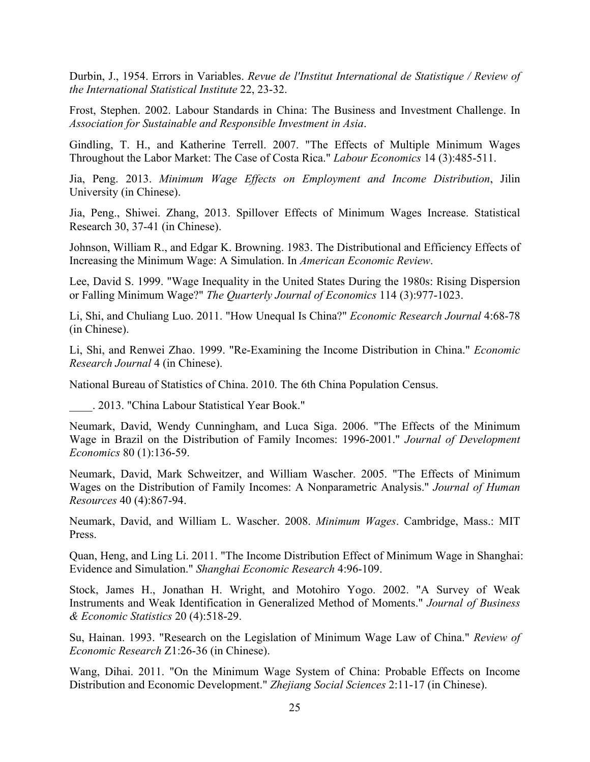Durbin, J., 1954. Errors in Variables. *Revue de l'Institut International de Statistique / Review of the International Statistical Institute* 22, 23-32.

Frost, Stephen. 2002. Labour Standards in China: The Business and Investment Challenge. In *Association for Sustainable and Responsible Investment in Asia*.

Gindling, T. H., and Katherine Terrell. 2007. "The Effects of Multiple Minimum Wages Throughout the Labor Market: The Case of Costa Rica." *Labour Economics* 14 (3):485-511.

Jia, Peng. 2013. *Minimum Wage Effects on Employment and Income Distribution*, Jilin University (in Chinese).

Jia, Peng., Shiwei. Zhang, 2013. Spillover Effects of Minimum Wages Increase. Statistical Research 30, 37-41 (in Chinese).

Johnson, William R., and Edgar K. Browning. 1983. The Distributional and Efficiency Effects of Increasing the Minimum Wage: A Simulation. In *American Economic Review*.

Lee, David S. 1999. "Wage Inequality in the United States During the 1980s: Rising Dispersion or Falling Minimum Wage?" *The Quarterly Journal of Economics* 114 (3):977-1023.

Li, Shi, and Chuliang Luo. 2011. "How Unequal Is China?" *Economic Research Journal* 4:68-78 (in Chinese).

Li, Shi, and Renwei Zhao. 1999. "Re-Examining the Income Distribution in China." *Economic Research Journal* 4 (in Chinese).

National Bureau of Statistics of China. 2010. The 6th China Population Census.

____. 2013. "China Labour Statistical Year Book."

Neumark, David, Wendy Cunningham, and Luca Siga. 2006. "The Effects of the Minimum Wage in Brazil on the Distribution of Family Incomes: 1996-2001." *Journal of Development Economics* 80 (1):136-59.

Neumark, David, Mark Schweitzer, and William Wascher. 2005. "The Effects of Minimum Wages on the Distribution of Family Incomes: A Nonparametric Analysis." *Journal of Human Resources* 40 (4):867-94.

Neumark, David, and William L. Wascher. 2008. *Minimum Wages*. Cambridge, Mass.: MIT Press.

Quan, Heng, and Ling Li. 2011. "The Income Distribution Effect of Minimum Wage in Shanghai: Evidence and Simulation." *Shanghai Economic Research* 4:96-109.

Stock, James H., Jonathan H. Wright, and Motohiro Yogo. 2002. "A Survey of Weak Instruments and Weak Identification in Generalized Method of Moments." *Journal of Business & Economic Statistics* 20 (4):518-29.

Su, Hainan. 1993. "Research on the Legislation of Minimum Wage Law of China." *Review of Economic Research* Z1:26-36 (in Chinese).

Wang, Dihai. 2011. "On the Minimum Wage System of China: Probable Effects on Income Distribution and Economic Development." *Zhejiang Social Sciences* 2:11-17 (in Chinese).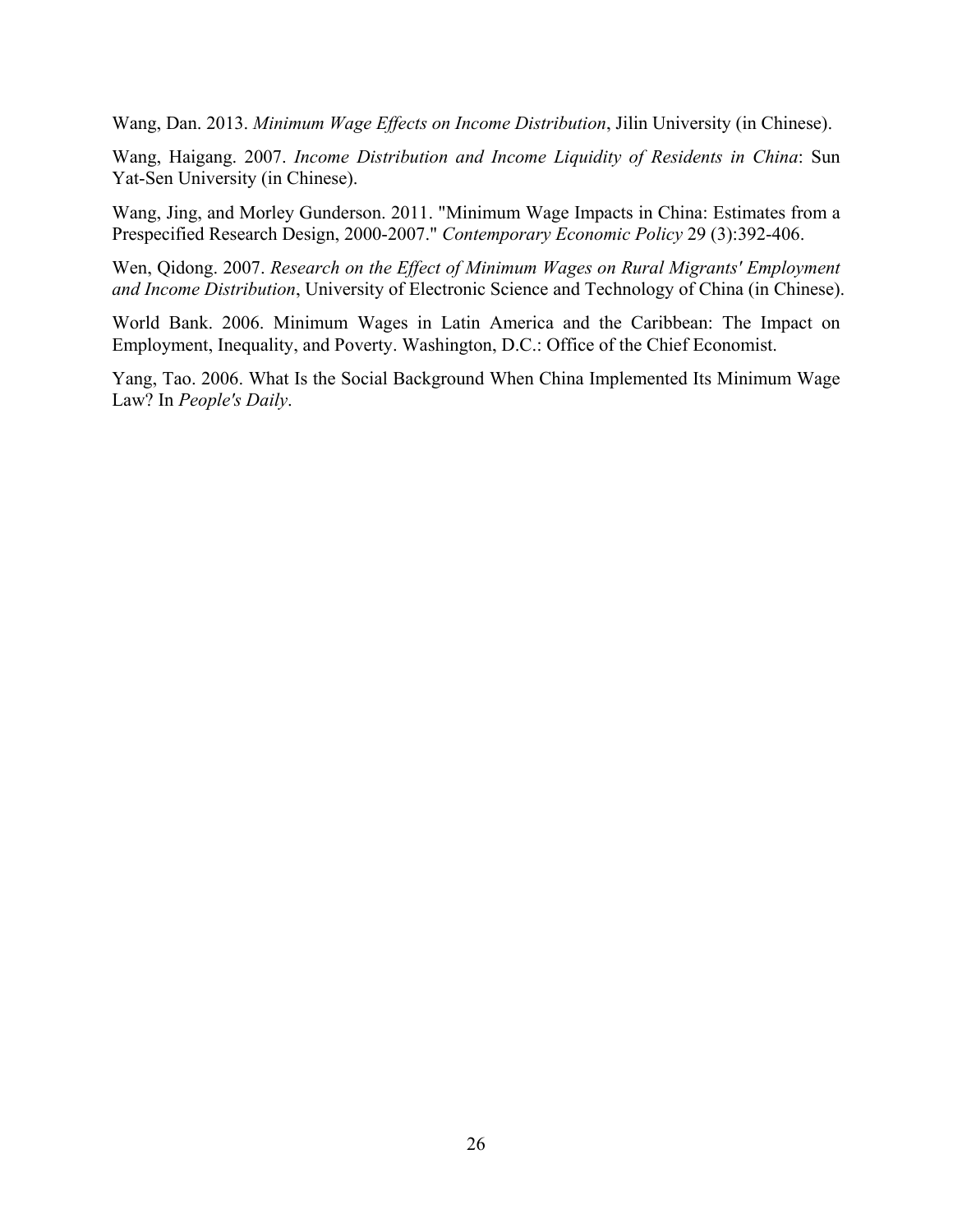Wang, Dan. 2013. *Minimum Wage Effects on Income Distribution*, Jilin University (in Chinese).

Wang, Haigang. 2007. *Income Distribution and Income Liquidity of Residents in China*: Sun Yat-Sen University (in Chinese).

Wang, Jing, and Morley Gunderson. 2011. "Minimum Wage Impacts in China: Estimates from a Prespecified Research Design, 2000-2007." *Contemporary Economic Policy* 29 (3):392-406.

Wen, Qidong. 2007. *Research on the Effect of Minimum Wages on Rural Migrants' Employment and Income Distribution*, University of Electronic Science and Technology of China (in Chinese).

World Bank. 2006. Minimum Wages in Latin America and the Caribbean: The Impact on Employment, Inequality, and Poverty. Washington, D.C.: Office of the Chief Economist.

Yang, Tao. 2006. What Is the Social Background When China Implemented Its Minimum Wage Law? In *People's Daily*.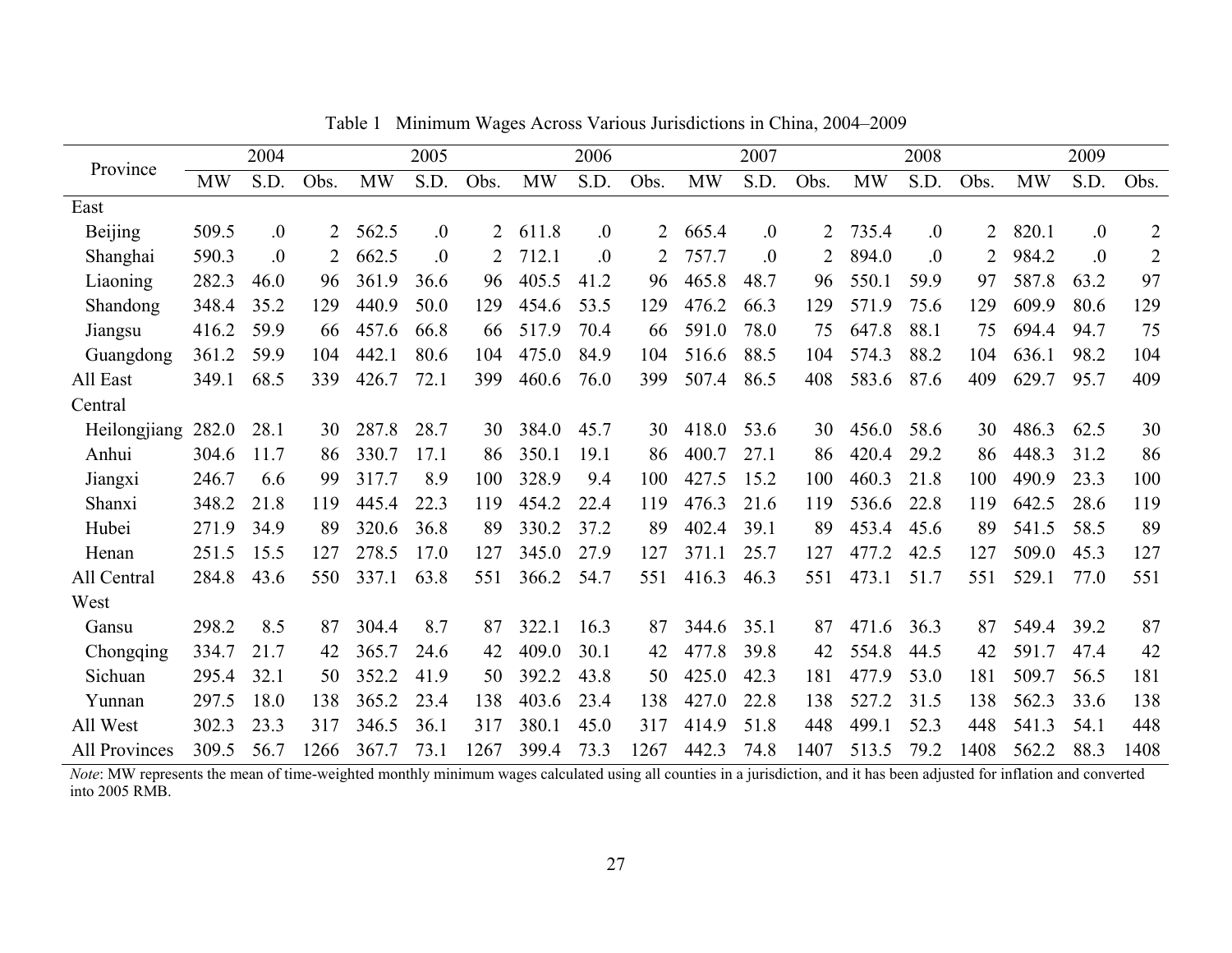Table 1 Minimum Wages Across Various Jurisdictions in China, 2004–2009

| Province | 2004 | | | 2005 | | | 2006 | | | 2007 | | | 2008 | | | 2009 | | |
|---|---|---|---|---|---|---|---|---|---|---|---|---|---|---|---|---|---|---|
| | MW | S.D. | Obs. | MW | S.D. | Obs. | MW | S.D. | Obs. | MW | S.D. | Obs. | MW | S.D. | Obs. | MW | S.D. | Obs. |
| East | | | | | | | | | | | | | | | | | | |
| Beijing | 509.5 | .0 | 2 | 562.5 | .0 | 2 | 611.8 | .0 | 2 | 665.4 | .0 | 2 | 735.4 | .0 | 2 | 820.1 | .0 | 2 |
| Shanghai | 590.3 | .0 | 2 | 662.5 | .0 | 2 | 712.1 | .0 | 2 | 757.7 | .0 | 2 | 894.0 | .0 | 2 | 984.2 | .0 | 2 |
| Liaoning | 282.3 | 46.0 | 96 | 361.9 | 36.6 | 96 | 405.5 | 41.2 | 96 | 465.8 | 48.7 | 96 | 550.1 | 59.9 | 97 | 587.8 | 63.2 | 97 |
| Shandong | 348.4 | 35.2 | 129 | 440.9 | 50.0 | 129 | 454.6 | 53.5 | 129 | 476.2 | 66.3 | 129 | 571.9 | 75.6 | 129 | 609.9 | 80.6 | 129 |
| Jiangsu | 416.2 | 59.9 | 66 | 457.6 | 66.8 | 66 | 517.9 | 70.4 | 66 | 591.0 | 78.0 | 75 | 647.8 | 88.1 | 75 | 694.4 | 94.7 | 75 |
| Guangdong | 361.2 | 59.9 | 104 | 442.1 | 80.6 | 104 | 475.0 | 84.9 | 104 | 516.6 | 88.5 | 104 | 574.3 | 88.2 | 104 | 636.1 | 98.2 | 104 |
| All East | 349.1 | 68.5 | 339 | 426.7 | 72.1 | 399 | 460.6 | 76.0 | 399 | 507.4 | 86.5 | 408 | 583.6 | 87.6 | 409 | 629.7 | 95.7 | 409 |
| Central | | | | | | | | | | | | | | | | | | |
| Heilongjiang | 282.0 | 28.1 | 30 | 287.8 | 28.7 | 30 | 384.0 | 45.7 | 30 | 418.0 | 53.6 | 30 | 456.0 | 58.6 | 30 | 486.3 | 62.5 | 30 |
| Anhui | 304.6 | 11.7 | 86 | 330.7 | 17.1 | 86 | 350.1 | 19.1 | 86 | 400.7 | 27.1 | 86 | 420.4 | 29.2 | 86 | 448.3 | 31.2 | 86 |
| Jiangxi | 246.7 | 6.6 | 99 | 317.7 | 8.9 | 100 | 328.9 | 9.4 | 100 | 427.5 | 15.2 | 100 | 460.3 | 21.8 | 100 | 490.9 | 23.3 | 100 |
| Shanxi | 348.2 | 21.8 | 119 | 445.4 | 22.3 | 119 | 454.2 | 22.4 | 119 | 476.3 | 21.6 | 119 | 536.6 | 22.8 | 119 | 642.5 | 28.6 | 119 |
| Hubei | 271.9 | 34.9 | 89 | 320.6 | 36.8 | 89 | 330.2 | 37.2 | 89 | 402.4 | 39.1 | 89 | 453.4 | 45.6 | 89 | 541.5 | 58.5 | 89 |
| Henan | 251.5 | 15.5 | 127 | 278.5 | 17.0 | 127 | 345.0 | 27.9 | 127 | 371.1 | 25.7 | 127 | 477.2 | 42.5 | 127 | 509.0 | 45.3 | 127 |
| All Central | 284.8 | 43.6 | 550 | 337.1 | 63.8 | 551 | 366.2 | 54.7 | 551 | 416.3 | 46.3 | 551 | 473.1 | 51.7 | 551 | 529.1 | 77.0 | 551 |
| West | | | | | | | | | | | | | | | | | | |
| Gansu | 298.2 | 8.5 | 87 | 304.4 | 8.7 | 87 | 322.1 | 16.3 | 87 | 344.6 | 35.1 | 87 | 471.6 | 36.3 | 87 | 549.4 | 39.2 | 87 |
| Chongqing | 334.7 | 21.7 | 42 | 365.7 | 24.6 | 42 | 409.0 | 30.1 | 42 | 477.8 | 39.8 | 42 | 554.8 | 44.5 | 42 | 591.7 | 47.4 | 42 |
| Sichuan | 295.4 | 32.1 | 50 | 352.2 | 41.9 | 50 | 392.2 | 43.8 | 50 | 425.0 | 42.3 | 181 | 477.9 | 53.0 | 181 | 509.7 | 56.5 | 181 |
| Yunnan | 297.5 | 18.0 | 138 | 365.2 | 23.4 | 138 | 403.6 | 23.4 | 138 | 427.0 | 22.8 | 138 | 527.2 | 31.5 | 138 | 562.3 | 33.6 | 138 |
| All West | 302.3 | 23.3 | 317 | 346.5 | 36.1 | 317 | 380.1 | 45.0 | 317 | 414.9 | 51.8 | 448 | 499.1 | 52.3 | 448 | 541.3 | 54.1 | 448 |
| All Provinces | 309.5 | 56.7 | 1266 | 367.7 | 73.1 | 1267 | 399.4 | 73.3 | 1267 | 442.3 | 74.8 | 1407 | 513.5 | 79.2 | 1408 | 562.2 | 88.3 | 1408 |

*Note*: MW represents the mean of time-weighted monthly minimum wages calculated using all counties in a jurisdiction, and it has been adjusted for inflation and converted into 2005 RMB.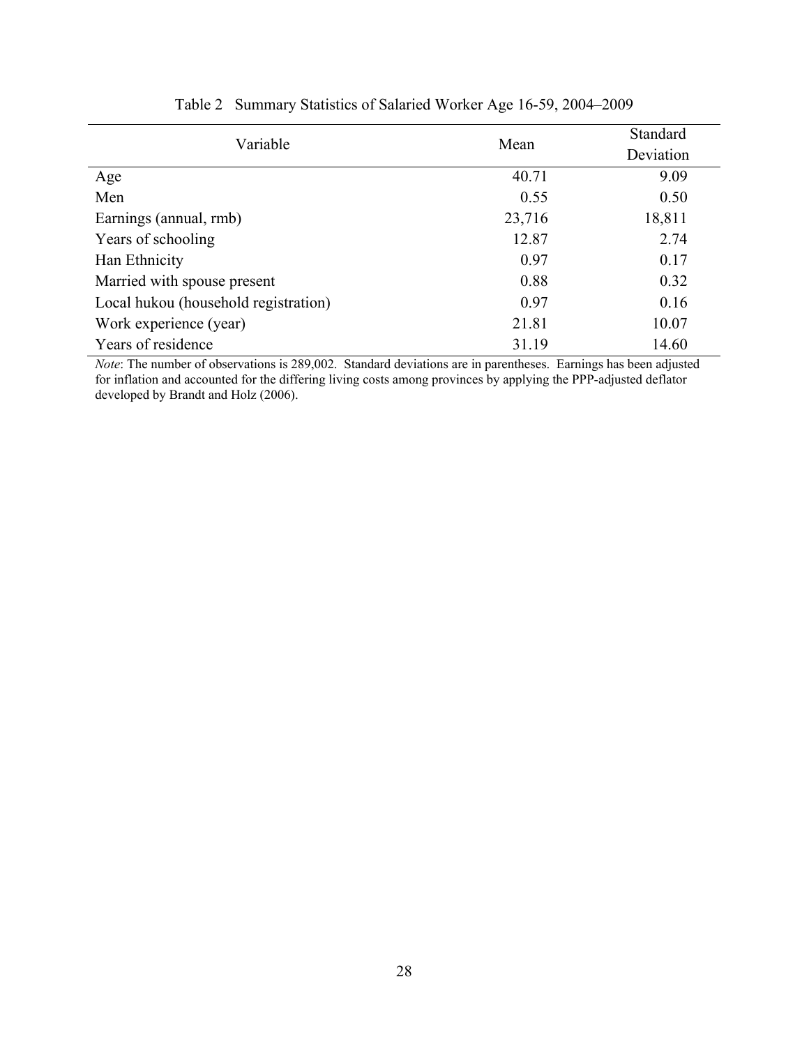Table 2 Summary Statistics of Salaried Worker Age 16-59, 2004–2009

| Variable | Mean | Standard Deviation |
|---|---|---|
| Age | 40.71 | 9.09 |
| Men | 0.55 | 0.50 |
| Earnings (annual, rmb) | 23,716 | 18,811 |
| Years of schooling | 12.87 | 2.74 |
| Han Ethnicity | 0.97 | 0.17 |
| Married with spouse present | 0.88 | 0.32 |
| Local hukou (household registration) | 0.97 | 0.16 |
| Work experience (year) | 21.81 | 10.07 |
| Years of residence | 31.19 | 14.60 |

*Note*: The number of observations is 289,002. Standard deviations are in parentheses. Earnings has been adjusted for inflation and accounted for the differing living costs among provinces by applying the PPP-adjusted deflator developed by Brandt and Holz (2006).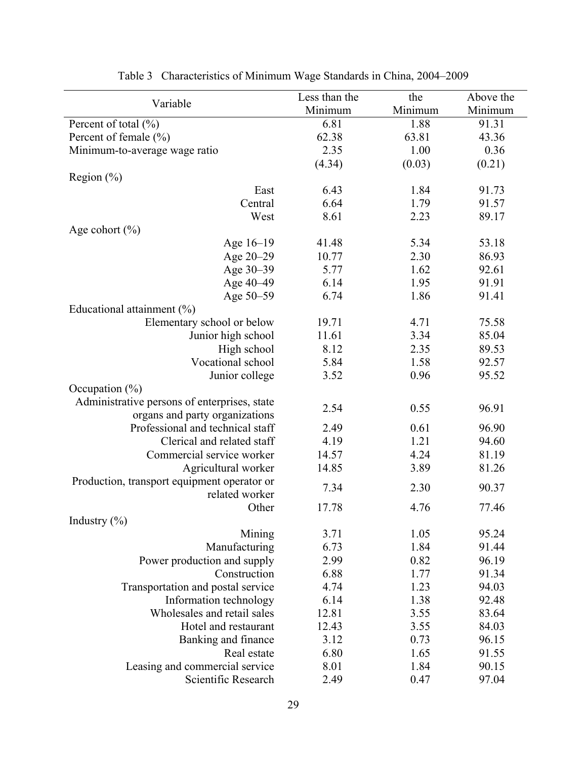Table 3 Characteristics of Minimum Wage Standards in China, 2004–2009

| Variable | Less than the Minimum | the Minimum | Above the Minimum |
|---|---|---|---|
| Percent of total (%) | 6.81 | 1.88 | 91.31 |
| Percent of female (%) | 62.38 | 63.81 | 43.36 |
| Minimum-to-average wage ratio | 2.35 | 1.00 | 0.36 |
| | (4.34) | (0.03) | (0.21) |
| Region (%) | | | |
| East | 6.43 | 1.84 | 91.73 |
| Central | 6.64 | 1.79 | 91.57 |
| West | 8.61 | 2.23 | 89.17 |
| Age cohort (%) | | | |
| Age 16–19 | 41.48 | 5.34 | 53.18 |
| Age 20–29 | 10.77 | 2.30 | 86.93 |
| Age 30–39 | 5.77 | 1.62 | 92.61 |
| Age 40–49 | 6.14 | 1.95 | 91.91 |
| Age 50–59 | 6.74 | 1.86 | 91.41 |
| Educational attainment (%) | | | |
| Elementary school or below | 19.71 | 4.71 | 75.58 |
| Junior high school | 11.61 | 3.34 | 85.04 |
| High school | 8.12 | 2.35 | 89.53 |
| Vocational school | 5.84 | 1.58 | 92.57 |
| Junior college | 3.52 | 0.96 | 95.52 |
| Occupation (%) | | | |
| Administrative persons of enterprises, state organs and party organizations | 2.54 | 0.55 | 96.91 |
| Professional and technical staff | 2.49 | 0.61 | 96.90 |
| Clerical and related staff | 4.19 | 1.21 | 94.60 |
| Commercial service worker | 14.57 | 4.24 | 81.19 |
| Agricultural worker | 14.85 | 3.89 | 81.26 |
| Production, transport equipment operator or related worker | 7.34 | 2.30 | 90.37 |
| Other | 17.78 | 4.76 | 77.46 |
| Industry (%) | | | |
| Mining | 3.71 | 1.05 | 95.24 |
| Manufacturing | 6.73 | 1.84 | 91.44 |
| Power production and supply | 2.99 | 0.82 | 96.19 |
| Construction | 6.88 | 1.77 | 91.34 |
| Transportation and postal service | 4.74 | 1.23 | 94.03 |
| Information technology | 6.14 | 1.38 | 92.48 |
| Wholesales and retail sales | 12.81 | 3.55 | 83.64 |
| Hotel and restaurant | 12.43 | 3.55 | 84.03 |
| Banking and finance | 3.12 | 0.73 | 96.15 |
| Real estate | 6.80 | 1.65 | 91.55 |
| Leasing and commercial service | 8.01 | 1.84 | 90.15 |
| Scientific Research | 2.49 | 0.47 | 97.04 |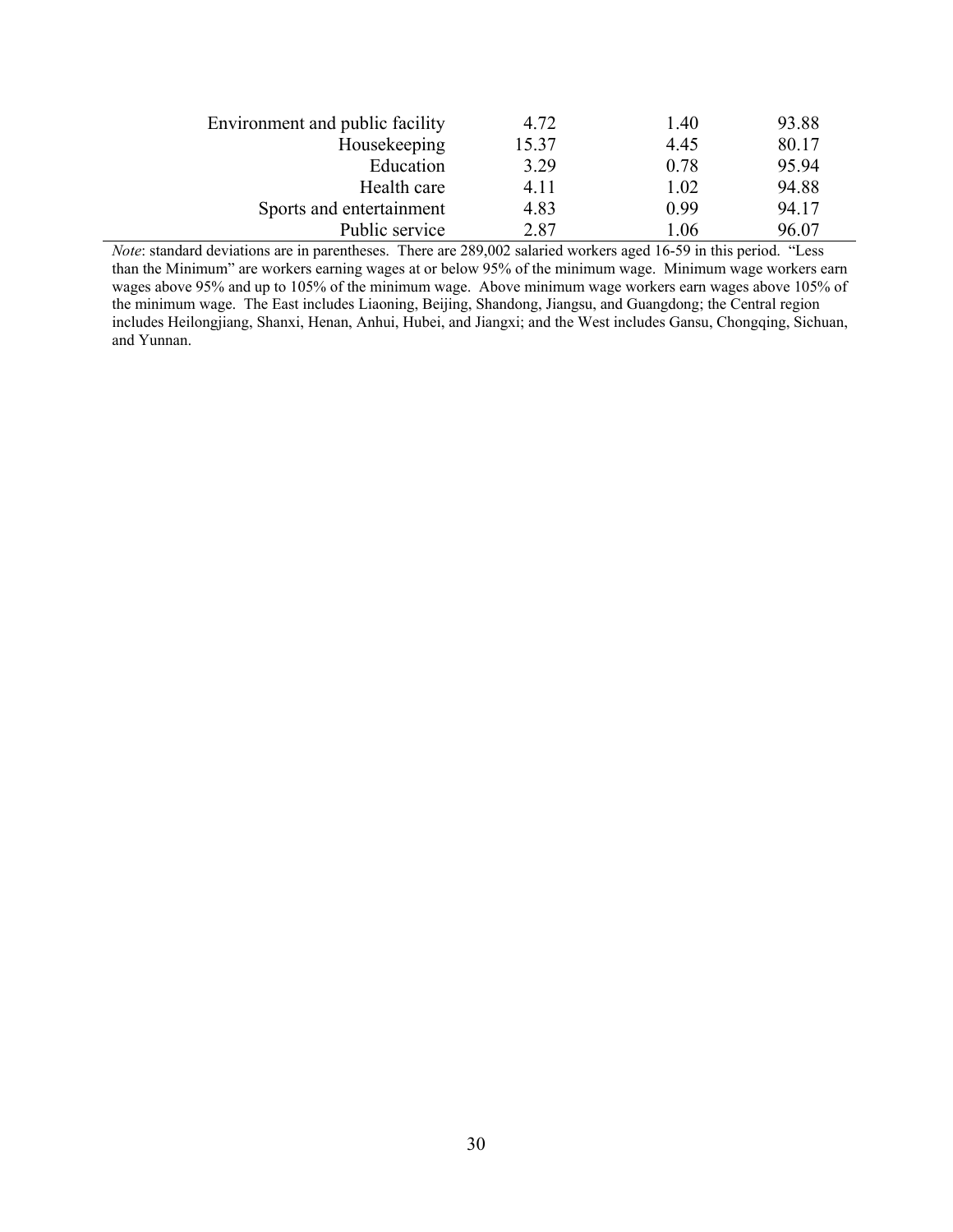| | | | |
|---|---|---|---|
| Environment and public facility | 4.72 | 1.40 | 93.88 |
| Housekeeping | 15.37 | 4.45 | 80.17 |
| Education | 3.29 | 0.78 | 95.94 |
| Health care | 4.11 | 1.02 | 94.88 |
| Sports and entertainment | 4.83 | 0.99 | 94.17 |
| Public service | 2.87 | 1.06 | 96.07 |

*Note*: standard deviations are in parentheses. There are 289,002 salaried workers aged 16-59 in this period. "Less than the Minimum" are workers earning wages at or below 95% of the minimum wage. Minimum wage workers earn wages above 95% and up to 105% of the minimum wage. Above minimum wage workers earn wages above 105% of the minimum wage. The East includes Liaoning, Beijing, Shandong, Jiangsu, and Guangdong; the Central region includes Heilongjiang, Shanxi, Henan, Anhui, Hubei, and Jiangxi; and the West includes Gansu, Chongqing, Sichuan, and Yunnan.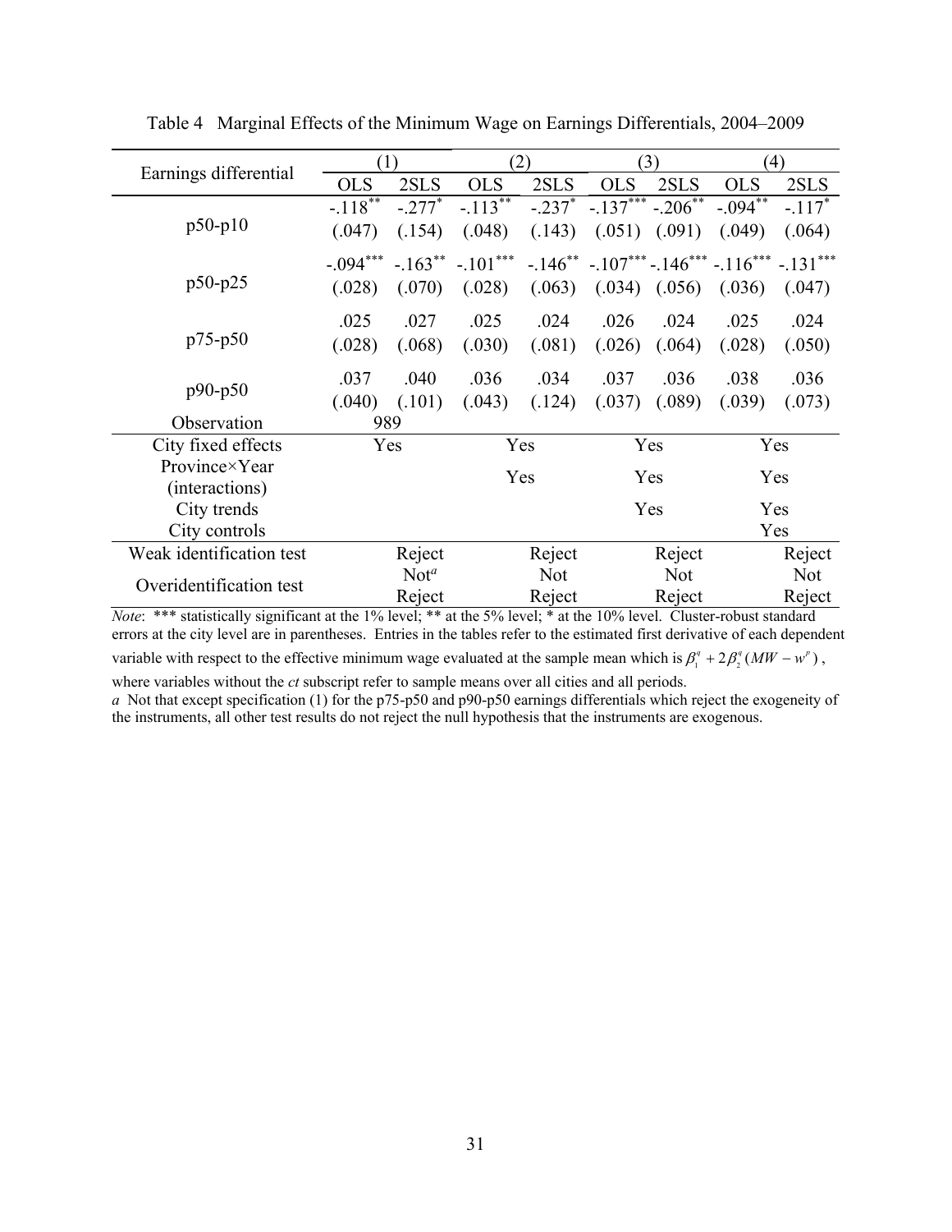Table 4 Marginal Effects of the Minimum Wage on Earnings Differentials, 2004–2009

| Earnings differential | (1) | | (2) | | (3) | | (4) | |
|---|---|---|---|---|---|---|---|---|
| | OLS | 2SLS | OLS | 2SLS | OLS | 2SLS | OLS | 2SLS |
| p50-p10 | -.118** | -.277* | -.113** | -.237* | -.137*** | -.206** | -.094** | -.117* |
| | (.047) | (.154) | (.048) | (.143) | (.051) | (.091) | (.049) | (.064) |
| p50-p25 | -.094*** | -.163** | -.101*** | -.146** | -.107*** | -.146*** | -.116*** | -.131*** |
| | (.028) | (.070) | (.028) | (.063) | (.034) | (.056) | (.036) | (.047) |
| p75-p50 | .025 | .027 | .025 | .024 | .026 | .024 | .025 | .024 |
| | (.028) | (.068) | (.030) | (.081) | (.026) | (.064) | (.028) | (.050) |
| p90-p50 | .037 | .040 | .036 | .034 | .037 | .036 | .038 | .036 |
| | (.040) | (.101) | (.043) | (.124) | (.037) | (.089) | (.039) | (.073) |
| Observation | 989 | | | | | | | |
| City fixed effects | Yes | | Yes | | Yes | | Yes | |
| Province×Year (interactions) | | | Yes | | Yes | | Yes | |
| City trends | | | | | Yes | | Yes | |
| City controls | | | | | | | Yes | |
| Weak identification test | | Reject | | Reject | | Reject | | Reject |
| Overidentification test | | Not[a] Reject | | Not Reject | | Not Reject | | Not Reject |

*Note*: *** statistically significant at the 1% level; ** at the 5% level; * at the 10% level. Cluster-robust standard errors at the city level are in parentheses. Entries in the tables refer to the estimated first derivative of each dependent variable with respect to the effective minimum wage evaluated at the sample mean which is $\beta_1^q + 2\beta_2^q(MW - w^p)$, where variables without the *ct* subscript refer to sample means over all cities and all periods.

*a* Not that except specification (1) for the p75-p50 and p90-p50 earnings differentials which reject the exogeneity of the instruments, all other test results do not reject the null hypothesis that the instruments are exogenous.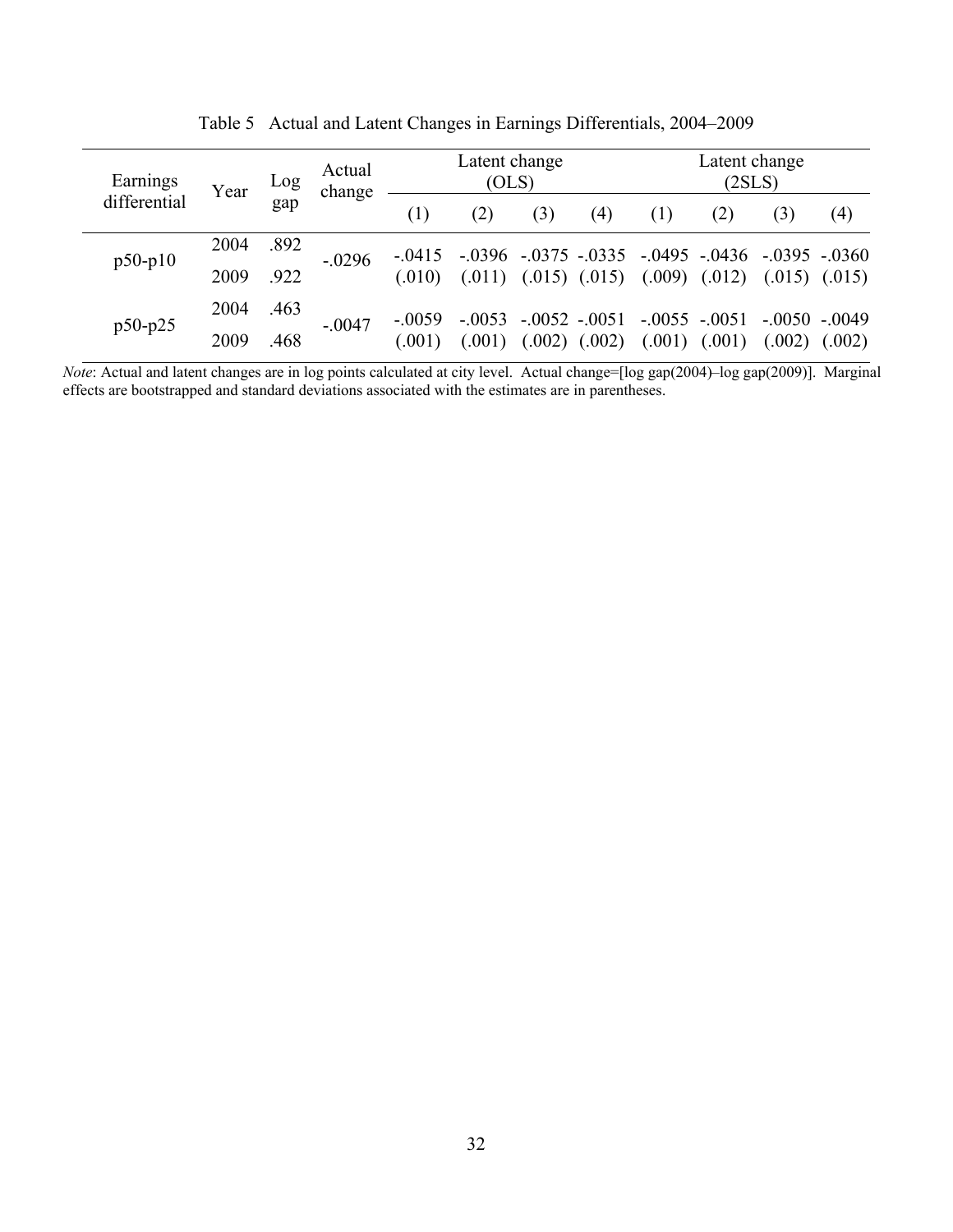Table 5 Actual and Latent Changes in Earnings Differentials, 2004–2009

| Earnings differential | Year | Log gap | Actual change | Latent change (OLS) | | | | Latent change (2SLS) | | | |
|---|---|---|---|---|---|---|---|---|---|---|---|
| | | | | (1) | (2) | (3) | (4) | (1) | (2) | (3) | (4) |
| p50-p10 | 2004 | .892 | -.0296 | -.0415 | -.0396 | -.0375 | -.0335 | -.0495 | -.0436 | -.0395 | -.0360 |
| | 2009 | .922 | | (.010) | (.011) | (.015) | (.015) | (.009) | (.012) | (.015) | (.015) |
| p50-p25 | 2004 | .463 | -.0047 | -.0059 | -.0053 | -.0052 | -.0051 | -.0055 | -.0051 | -.0050 | -.0049 |
| | 2009 | .468 | | (.001) | (.001) | (.002) | (.002) | (.001) | (.001) | (.002) | (.002) |

*Note*: Actual and latent changes are in log points calculated at city level. Actual change=[log gap(2004)–log gap(2009)]. Marginal effects are bootstrapped and standard deviations associated with the estimates are in parentheses.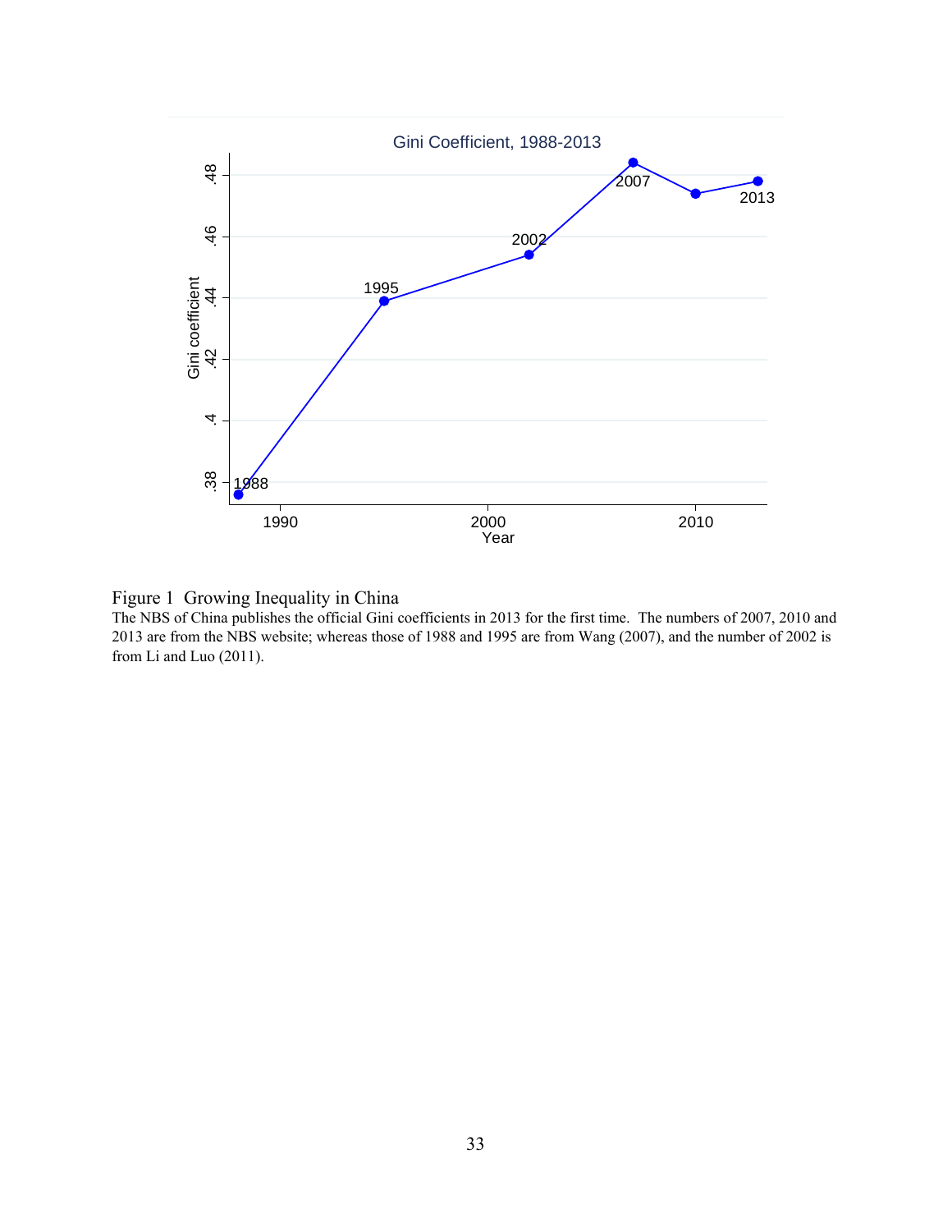Figure 1 Growing Inequality in China

The NBS of China publishes the official Gini coefficients in 2013 for the first time. The numbers of 2007, 2010 and 2013 are from the NBS website; whereas those of 1988 and 1995 are from Wang (2007), and the number of 2002 is from Li and Luo (2011).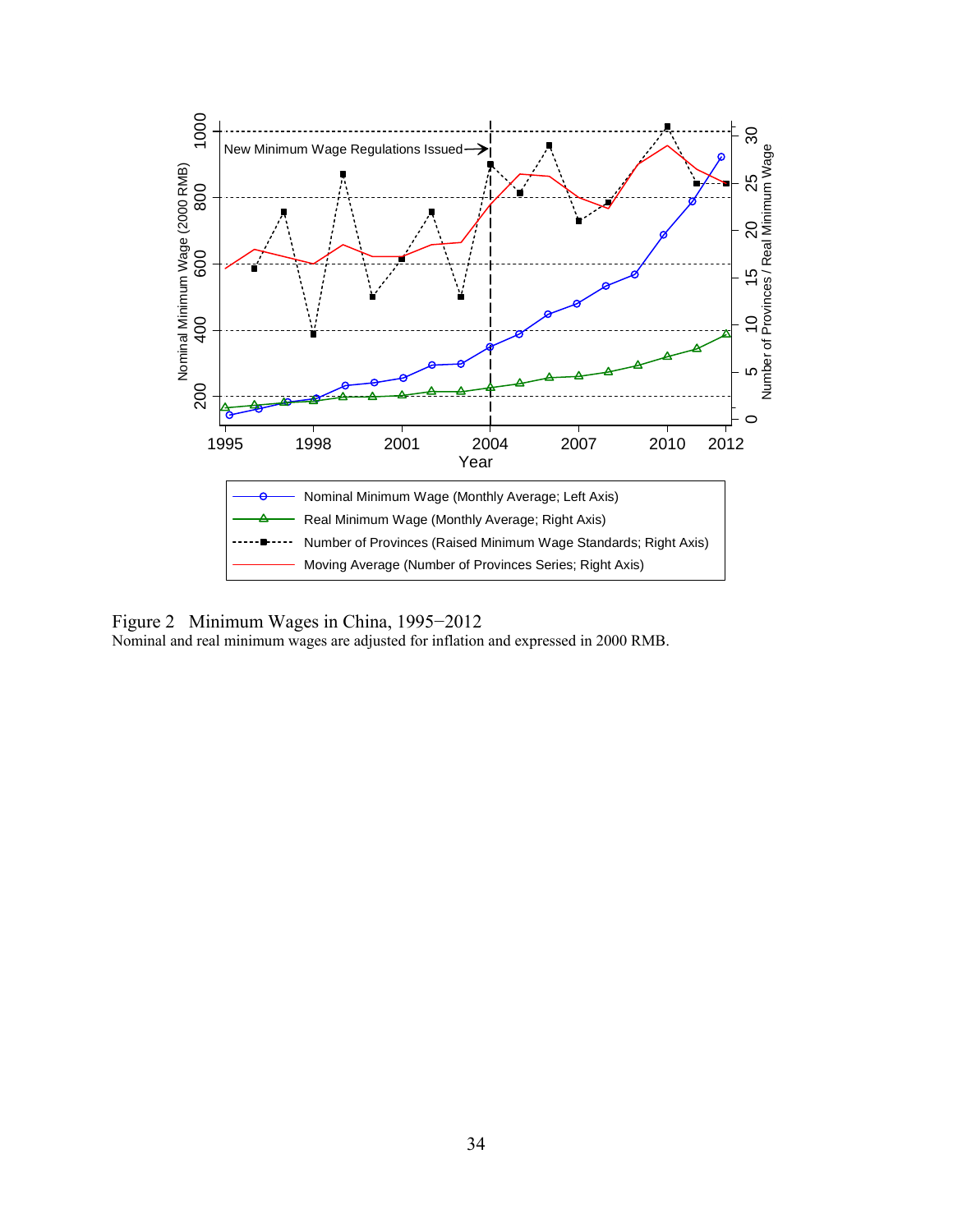Figure 2 Minimum Wages in China, 1995−2012

Nominal and real minimum wages are adjusted for inflation and expressed in 2000 RMB.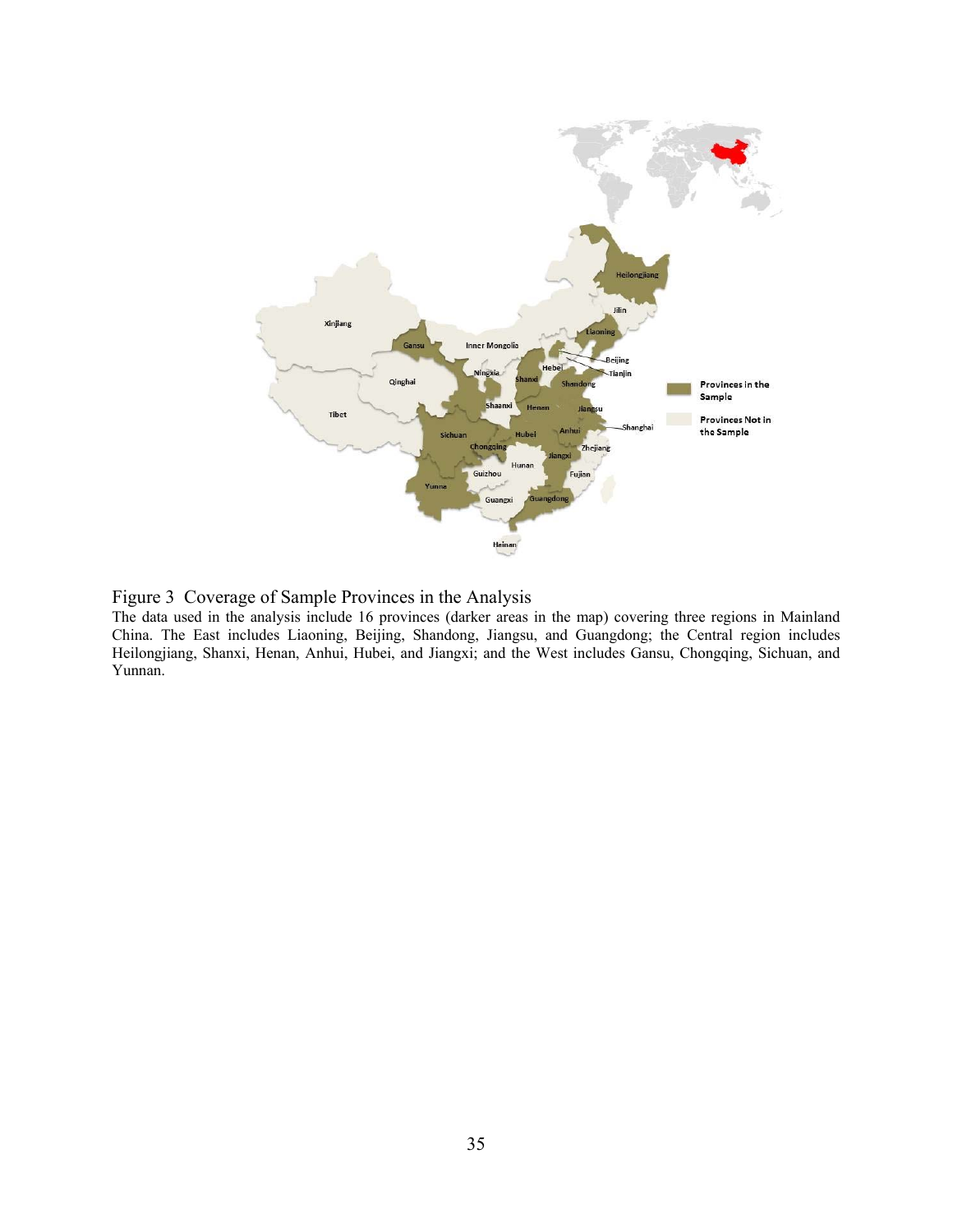Figure 3 Coverage of Sample Provinces in the Analysis

The data used in the analysis include 16 provinces (darker areas in the map) covering three regions in Mainland China. The East includes Liaoning, Beijing, Shandong, Jiangsu, and Guangdong; the Central region includes Heilongjiang, Shanxi, Henan, Anhui, Hubei, and Jiangxi; and the West includes Gansu, Chongqing, Sichuan, and Yunnan.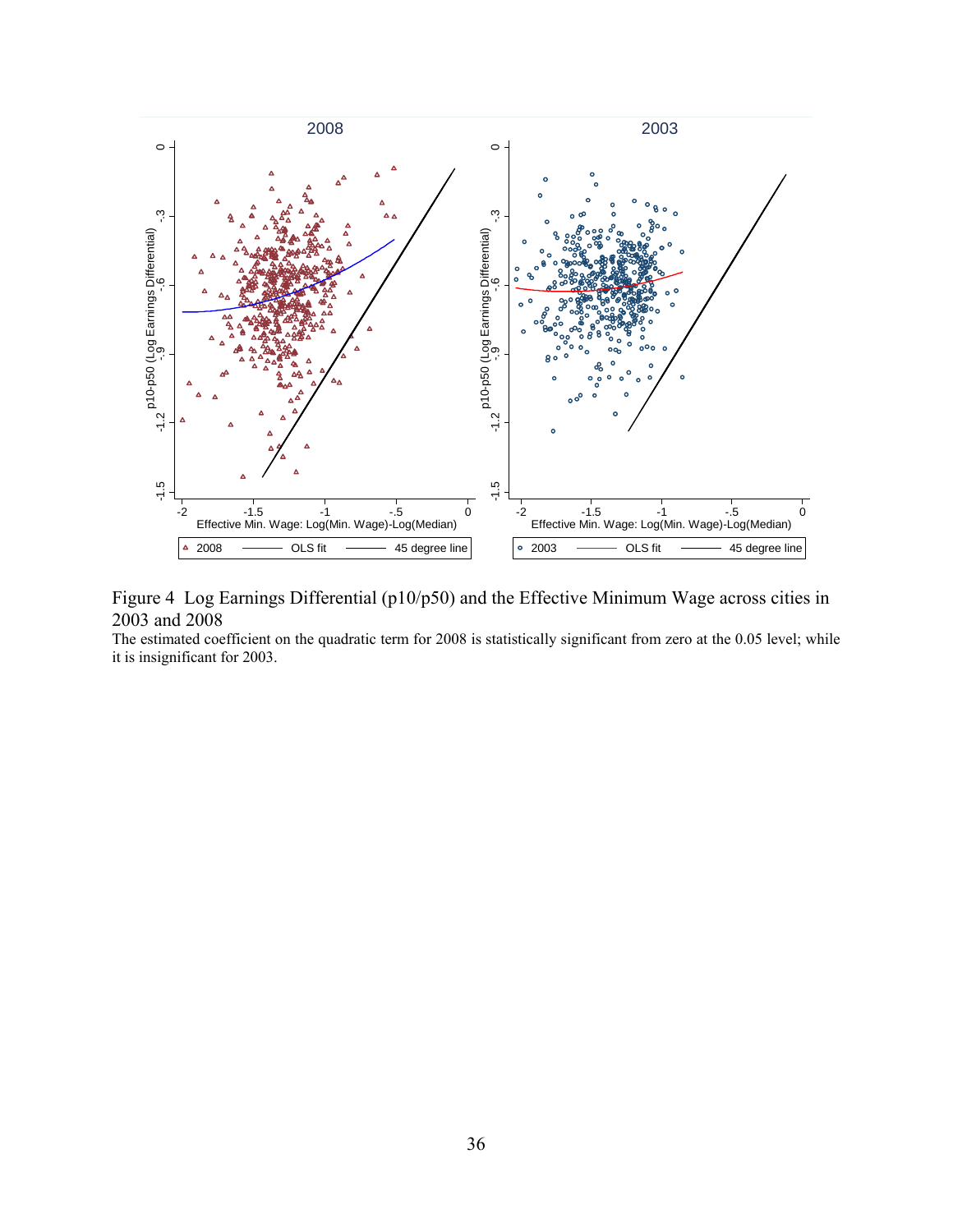2008

0

-.3

-.6

-.9

-1.2

-1.5

p10-p50 (Log Earnings Differential)

-2 -1.5 -1 -.5 0

Effective Min. Wage: Log(Min. Wage)-Log(Median)

2008 OLS fit 45 degree line

2003

0

-.3

-.6

-.9

-1.2

-1.5

p10-p50 (Log Earnings Differential)

-2 -1.5 -1 -.5 0

Effective Min. Wage: Log(Min. Wage)-Log(Median)

2003 OLS fit 45 degree line

Figure 4 Log Earnings Differential (p10/p50) and the Effective Minimum Wage across cities in 2003 and 2008

The estimated coefficient on the quadratic term for 2008 is statistically significant from zero at the 0.05 level; while it is insignificant for 2003.